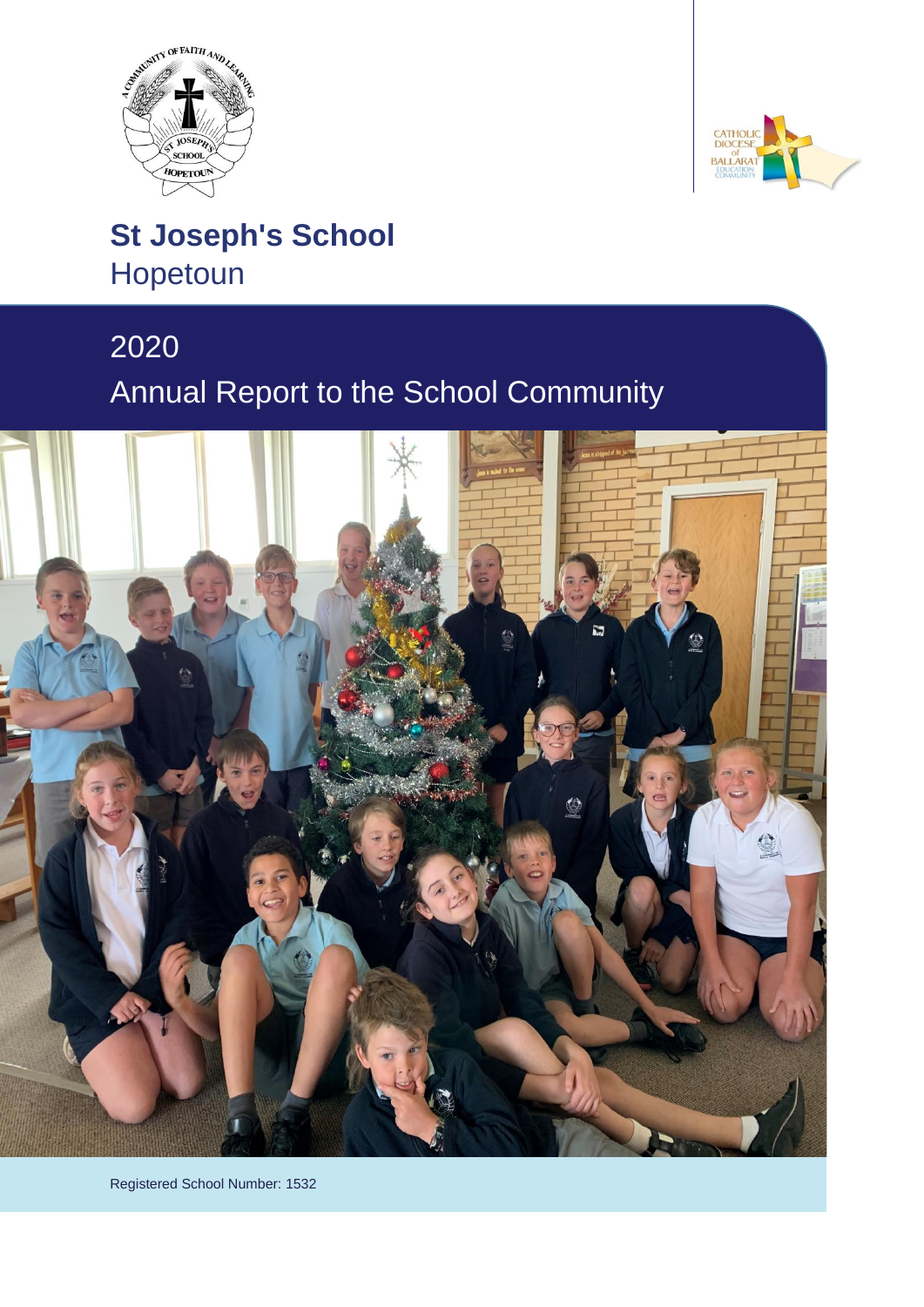# St Joseph's School
Hopetoun

## 2020
## Annual Report to the School Community

Registered School Number: 1532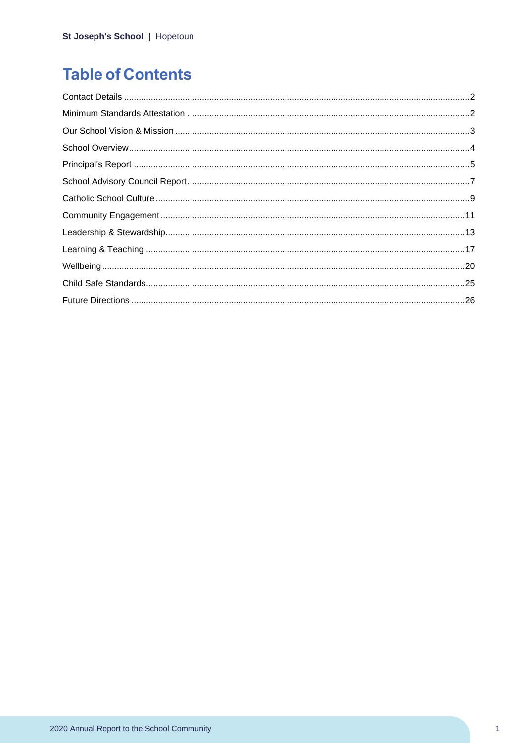# Table of Contents

Contact Details ........................................................................................................................................2

Minimum Standards Attestation ...............................................................................................................2

Our School Vision & Mission ...................................................................................................................3

School Overview......................................................................................................................................4

Principal's Report .....................................................................................................................................5

School Advisory Council Report...............................................................................................................7

Catholic School Culture ............................................................................................................................9

Community Engagement........................................................................................................................11

Leadership & Stewardship......................................................................................................................13

Learning & Teaching ..............................................................................................................................17

Wellbeing................................................................................................................................................20

Child Safe Standards..............................................................................................................................25

Future Directions ....................................................................................................................................26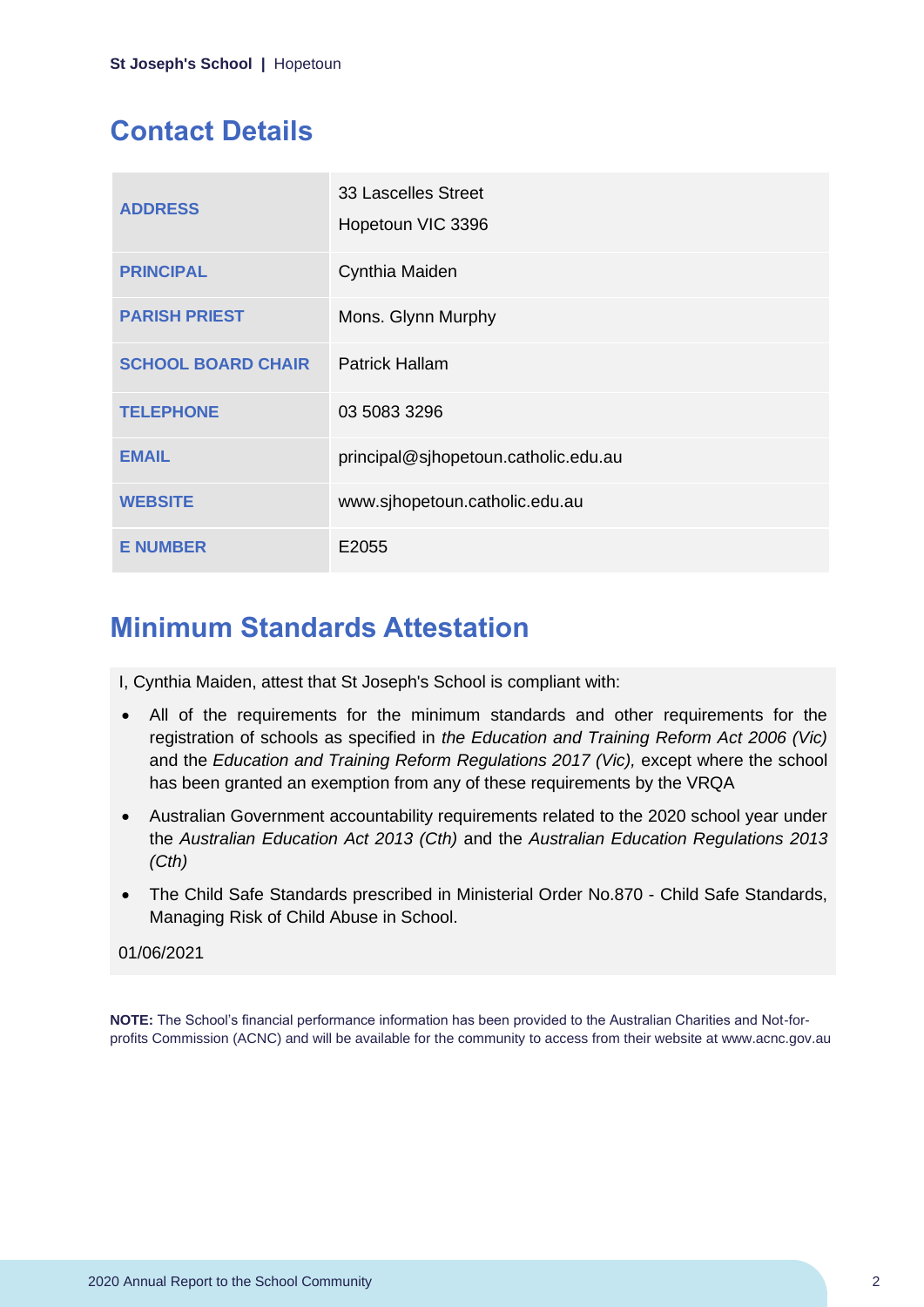## Contact Details

| | |
|---|---|
| ADDRESS | 33 Lascelles Street<br>Hopetoun VIC 3396 |
| PRINCIPAL | Cynthia Maiden |
| PARISH PRIEST | Mons. Glynn Murphy |
| SCHOOL BOARD CHAIR | Patrick Hallam |
| TELEPHONE | 03 5083 3296 |
| EMAIL | principal@sjhopetoun.catholic.edu.au |
| WEBSITE | www.sjhopetoun.catholic.edu.au |
| E NUMBER | E2055 |

## Minimum Standards Attestation

I, Cynthia Maiden, attest that St Joseph's School is compliant with:

- All of the requirements for the minimum standards and other requirements for the registration of schools as specified in *the Education and Training Reform Act 2006 (Vic)* and the *Education and Training Reform Regulations 2017 (Vic),* except where the school has been granted an exemption from any of these requirements by the VRQA
- Australian Government accountability requirements related to the 2020 school year under the *Australian Education Act 2013 (Cth)* and the *Australian Education Regulations 2013 (Cth)*
- The Child Safe Standards prescribed in Ministerial Order No.870 - Child Safe Standards, Managing Risk of Child Abuse in School.

01/06/2021

**NOTE:** The School's financial performance information has been provided to the Australian Charities and Not-for-profits Commission (ACNC) and will be available for the community to access from their website at www.acnc.gov.au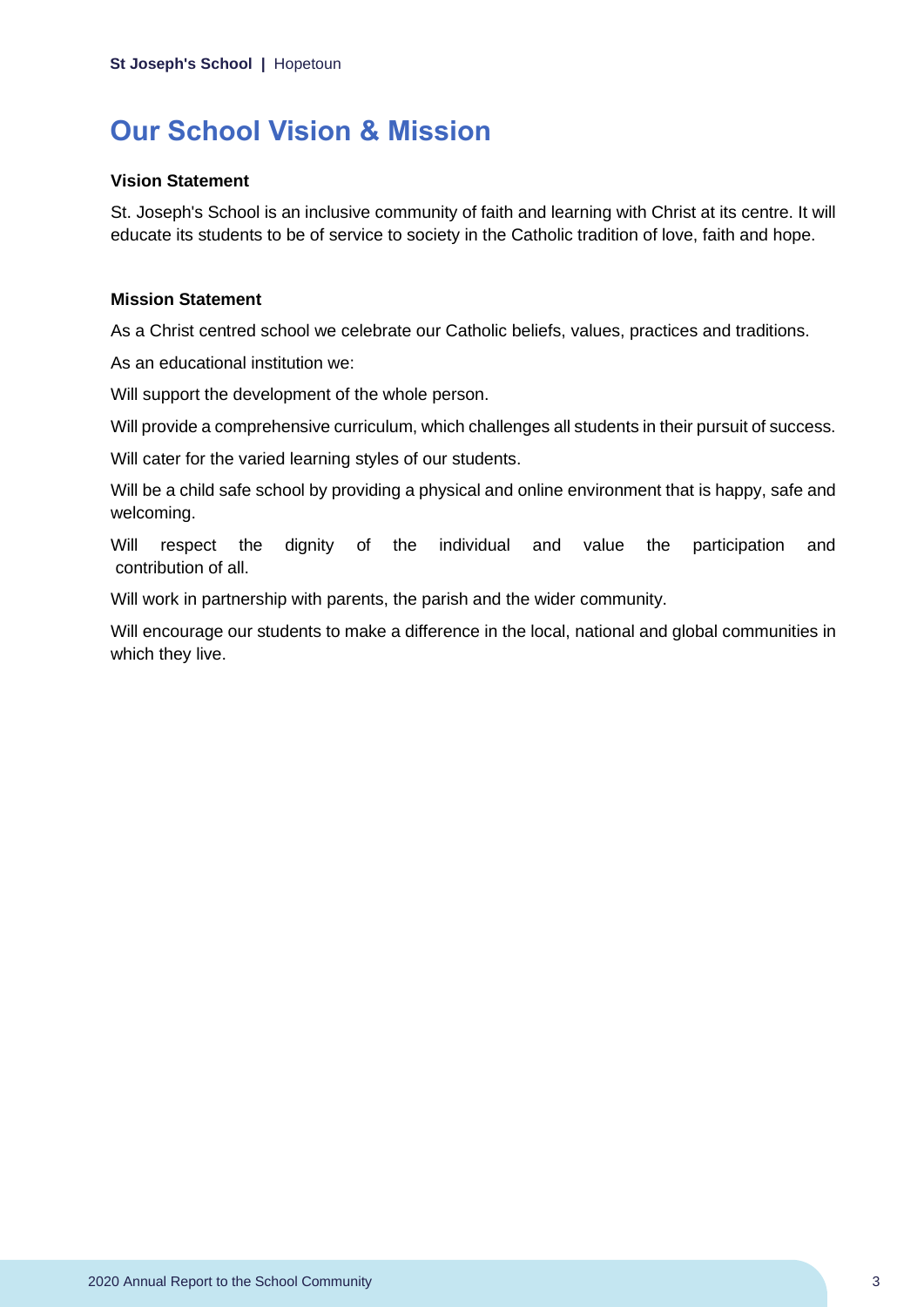# Our School Vision & Mission

**Vision Statement**

St. Joseph's School is an inclusive community of faith and learning with Christ at its centre. It will educate its students to be of service to society in the Catholic tradition of love, faith and hope.

**Mission Statement**

As a Christ centred school we celebrate our Catholic beliefs, values, practices and traditions.

As an educational institution we:

Will support the development of the whole person.

Will provide a comprehensive curriculum, which challenges all students in their pursuit of success.

Will cater for the varied learning styles of our students.

Will be a child safe school by providing a physical and online environment that is happy, safe and welcoming.

Will respect the dignity of the individual and value the participation and contribution of all.

Will work in partnership with parents, the parish and the wider community.

Will encourage our students to make a difference in the local, national and global communities in which they live.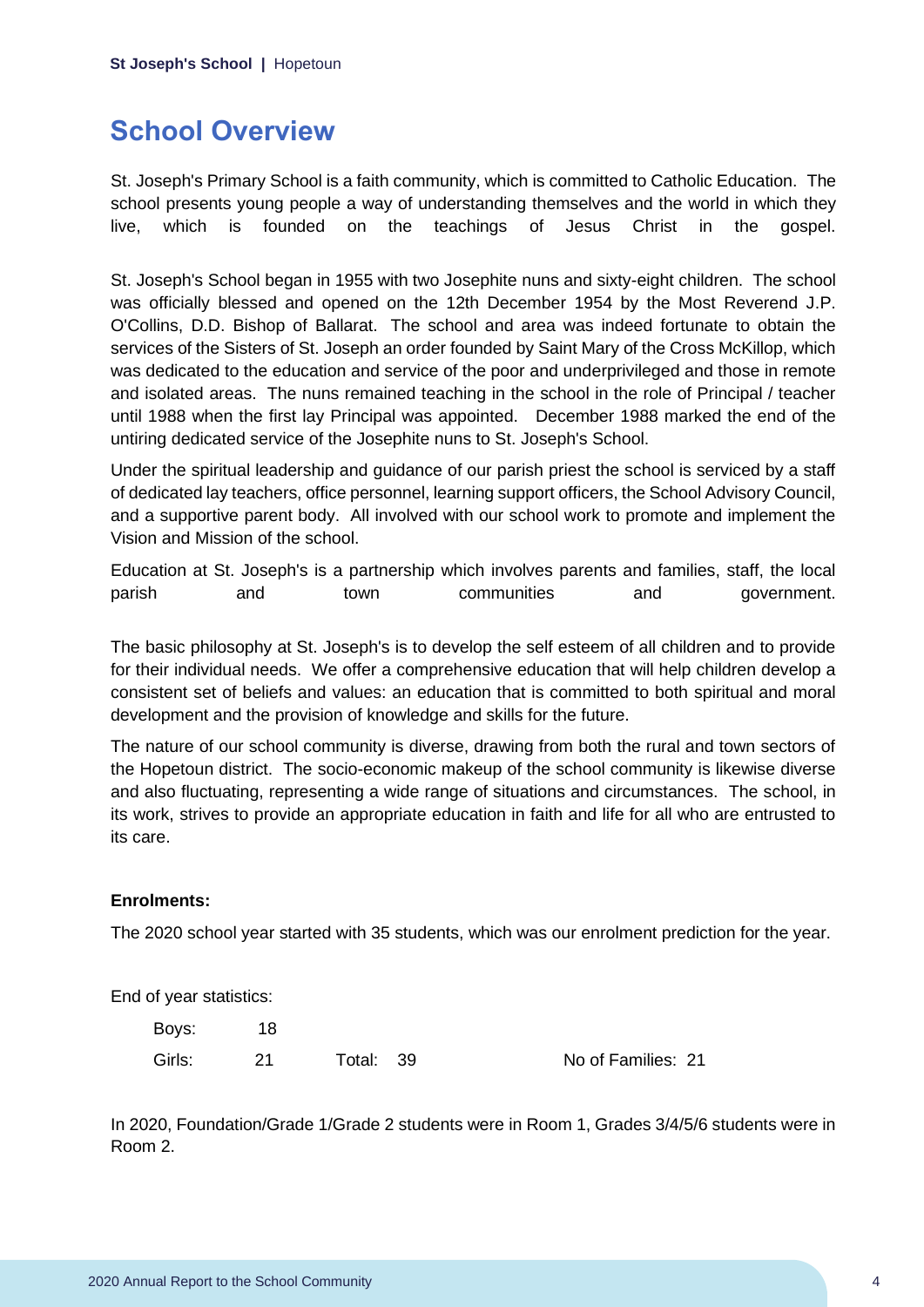## School Overview

St. Joseph's Primary School is a faith community, which is committed to Catholic Education. The school presents young people a way of understanding themselves and the world in which they live, which is founded on the teachings of Jesus Christ in the gospel.

St. Joseph's School began in 1955 with two Josephite nuns and sixty-eight children. The school was officially blessed and opened on the 12th December 1954 by the Most Reverend J.P. O'Collins, D.D. Bishop of Ballarat. The school and area was indeed fortunate to obtain the services of the Sisters of St. Joseph an order founded by Saint Mary of the Cross McKillop, which was dedicated to the education and service of the poor and underprivileged and those in remote and isolated areas. The nuns remained teaching in the school in the role of Principal / teacher until 1988 when the first lay Principal was appointed. December 1988 marked the end of the untiring dedicated service of the Josephite nuns to St. Joseph's School.

Under the spiritual leadership and guidance of our parish priest the school is serviced by a staff of dedicated lay teachers, office personnel, learning support officers, the School Advisory Council, and a supportive parent body. All involved with our school work to promote and implement the Vision and Mission of the school.

Education at St. Joseph's is a partnership which involves parents and families, staff, the local parish and town communities and government.

The basic philosophy at St. Joseph's is to develop the self esteem of all children and to provide for their individual needs. We offer a comprehensive education that will help children develop a consistent set of beliefs and values: an education that is committed to both spiritual and moral development and the provision of knowledge and skills for the future.

The nature of our school community is diverse, drawing from both the rural and town sectors of the Hopetoun district. The socio-economic makeup of the school community is likewise diverse and also fluctuating, representing a wide range of situations and circumstances. The school, in its work, strives to provide an appropriate education in faith and life for all who are entrusted to its care.

**Enrolments:**

The 2020 school year started with 35 students, which was our enrolment prediction for the year.

End of year statistics:

| | | | | |
|---|---|---|---|---|
| Boys: | 18 | | | |
| Girls: | 21 | Total: | 39 | No of Families: 21 |

In 2020, Foundation/Grade 1/Grade 2 students were in Room 1, Grades 3/4/5/6 students were in Room 2.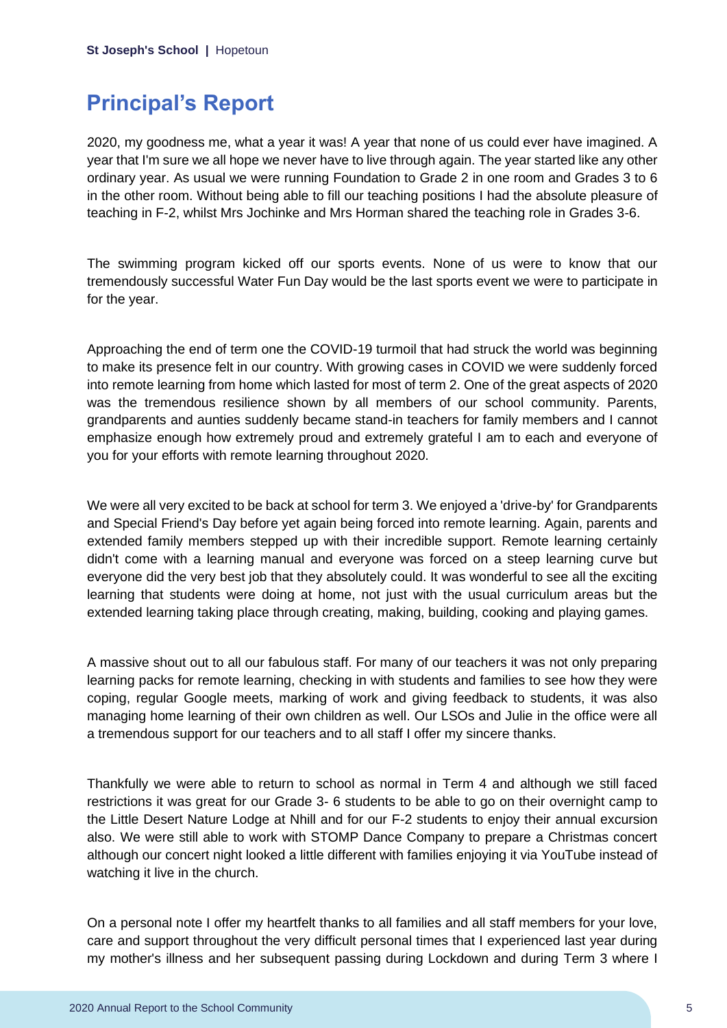## Principal's Report

2020, my goodness me, what a year it was! A year that none of us could ever have imagined. A year that I'm sure we all hope we never have to live through again. The year started like any other ordinary year. As usual we were running Foundation to Grade 2 in one room and Grades 3 to 6 in the other room. Without being able to fill our teaching positions I had the absolute pleasure of teaching in F-2, whilst Mrs Jochinke and Mrs Horman shared the teaching role in Grades 3-6.

The swimming program kicked off our sports events. None of us were to know that our tremendously successful Water Fun Day would be the last sports event we were to participate in for the year.

Approaching the end of term one the COVID-19 turmoil that had struck the world was beginning to make its presence felt in our country. With growing cases in COVID we were suddenly forced into remote learning from home which lasted for most of term 2. One of the great aspects of 2020 was the tremendous resilience shown by all members of our school community. Parents, grandparents and aunties suddenly became stand-in teachers for family members and I cannot emphasize enough how extremely proud and extremely grateful I am to each and everyone of you for your efforts with remote learning throughout 2020.

We were all very excited to be back at school for term 3. We enjoyed a 'drive-by' for Grandparents and Special Friend's Day before yet again being forced into remote learning. Again, parents and extended family members stepped up with their incredible support. Remote learning certainly didn't come with a learning manual and everyone was forced on a steep learning curve but everyone did the very best job that they absolutely could. It was wonderful to see all the exciting learning that students were doing at home, not just with the usual curriculum areas but the extended learning taking place through creating, making, building, cooking and playing games.

A massive shout out to all our fabulous staff. For many of our teachers it was not only preparing learning packs for remote learning, checking in with students and families to see how they were coping, regular Google meets, marking of work and giving feedback to students, it was also managing home learning of their own children as well. Our LSOs and Julie in the office were all a tremendous support for our teachers and to all staff I offer my sincere thanks.

Thankfully we were able to return to school as normal in Term 4 and although we still faced restrictions it was great for our Grade 3- 6 students to be able to go on their overnight camp to the Little Desert Nature Lodge at Nhill and for our F-2 students to enjoy their annual excursion also. We were still able to work with STOMP Dance Company to prepare a Christmas concert although our concert night looked a little different with families enjoying it via YouTube instead of watching it live in the church.

On a personal note I offer my heartfelt thanks to all families and all staff members for your love, care and support throughout the very difficult personal times that I experienced last year during my mother's illness and her subsequent passing during Lockdown and during Term 3 where I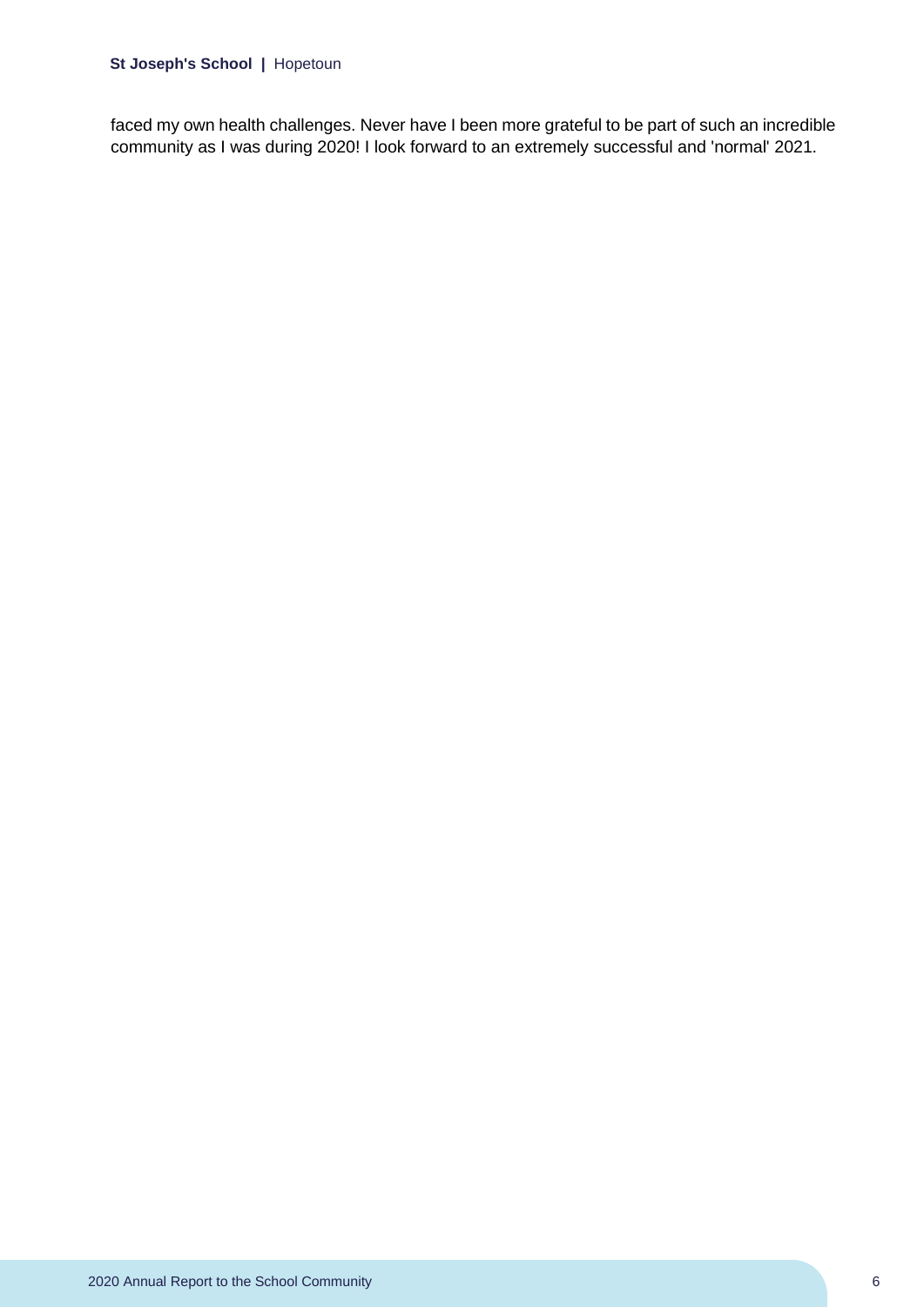faced my own health challenges. Never have I been more grateful to be part of such an incredible community as I was during 2020! I look forward to an extremely successful and 'normal' 2021.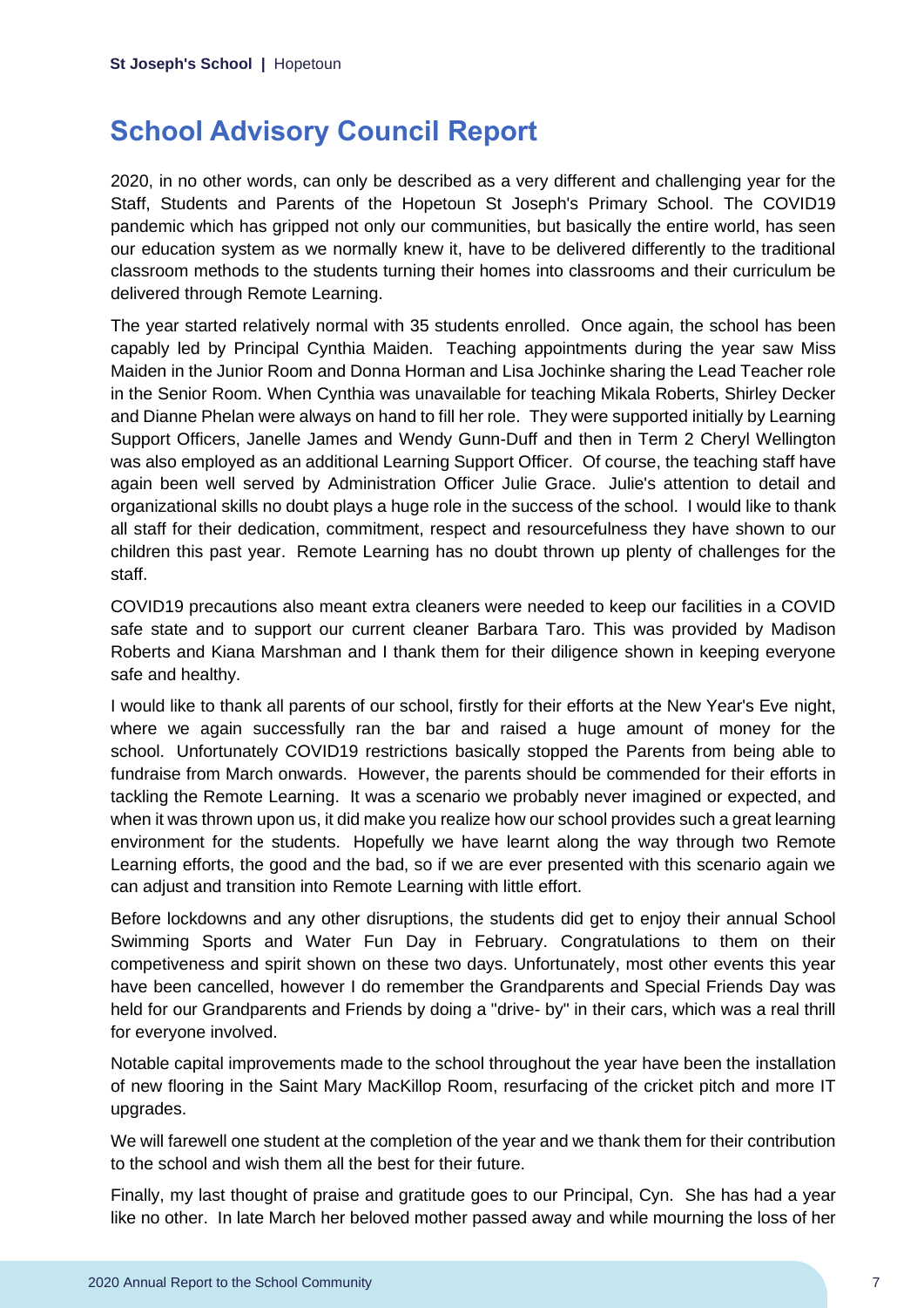# School Advisory Council Report

2020, in no other words, can only be described as a very different and challenging year for the Staff, Students and Parents of the Hopetoun St Joseph's Primary School. The COVID19 pandemic which has gripped not only our communities, but basically the entire world, has seen our education system as we normally knew it, have to be delivered differently to the traditional classroom methods to the students turning their homes into classrooms and their curriculum be delivered through Remote Learning.

The year started relatively normal with 35 students enrolled. Once again, the school has been capably led by Principal Cynthia Maiden. Teaching appointments during the year saw Miss Maiden in the Junior Room and Donna Horman and Lisa Jochinke sharing the Lead Teacher role in the Senior Room. When Cynthia was unavailable for teaching Mikala Roberts, Shirley Decker and Dianne Phelan were always on hand to fill her role. They were supported initially by Learning Support Officers, Janelle James and Wendy Gunn-Duff and then in Term 2 Cheryl Wellington was also employed as an additional Learning Support Officer. Of course, the teaching staff have again been well served by Administration Officer Julie Grace. Julie's attention to detail and organizational skills no doubt plays a huge role in the success of the school. I would like to thank all staff for their dedication, commitment, respect and resourcefulness they have shown to our children this past year. Remote Learning has no doubt thrown up plenty of challenges for the staff.

COVID19 precautions also meant extra cleaners were needed to keep our facilities in a COVID safe state and to support our current cleaner Barbara Taro. This was provided by Madison Roberts and Kiana Marshman and I thank them for their diligence shown in keeping everyone safe and healthy.

I would like to thank all parents of our school, firstly for their efforts at the New Year's Eve night, where we again successfully ran the bar and raised a huge amount of money for the school. Unfortunately COVID19 restrictions basically stopped the Parents from being able to fundraise from March onwards. However, the parents should be commended for their efforts in tackling the Remote Learning. It was a scenario we probably never imagined or expected, and when it was thrown upon us, it did make you realize how our school provides such a great learning environment for the students. Hopefully we have learnt along the way through two Remote Learning efforts, the good and the bad, so if we are ever presented with this scenario again we can adjust and transition into Remote Learning with little effort.

Before lockdowns and any other disruptions, the students did get to enjoy their annual School Swimming Sports and Water Fun Day in February. Congratulations to them on their competiveness and spirit shown on these two days. Unfortunately, most other events this year have been cancelled, however I do remember the Grandparents and Special Friends Day was held for our Grandparents and Friends by doing a "drive- by" in their cars, which was a real thrill for everyone involved.

Notable capital improvements made to the school throughout the year have been the installation of new flooring in the Saint Mary MacKillop Room, resurfacing of the cricket pitch and more IT upgrades.

We will farewell one student at the completion of the year and we thank them for their contribution to the school and wish them all the best for their future.

Finally, my last thought of praise and gratitude goes to our Principal, Cyn. She has had a year like no other. In late March her beloved mother passed away and while mourning the loss of her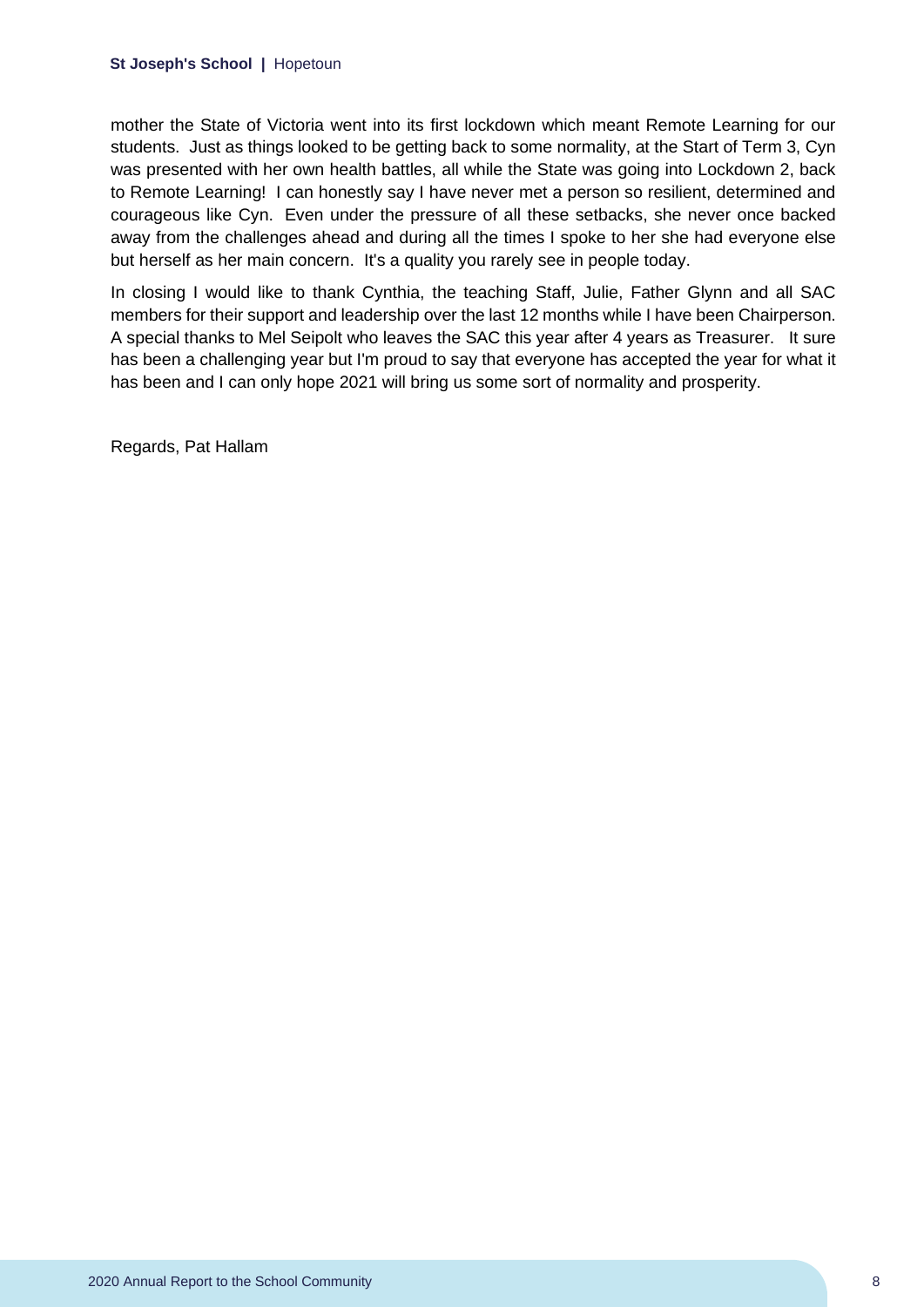mother the State of Victoria went into its first lockdown which meant Remote Learning for our students. Just as things looked to be getting back to some normality, at the Start of Term 3, Cyn was presented with her own health battles, all while the State was going into Lockdown 2, back to Remote Learning! I can honestly say I have never met a person so resilient, determined and courageous like Cyn. Even under the pressure of all these setbacks, she never once backed away from the challenges ahead and during all the times I spoke to her she had everyone else but herself as her main concern. It's a quality you rarely see in people today.

In closing I would like to thank Cynthia, the teaching Staff, Julie, Father Glynn and all SAC members for their support and leadership over the last 12 months while I have been Chairperson. A special thanks to Mel Seipolt who leaves the SAC this year after 4 years as Treasurer. It sure has been a challenging year but I'm proud to say that everyone has accepted the year for what it has been and I can only hope 2021 will bring us some sort of normality and prosperity.

Regards, Pat Hallam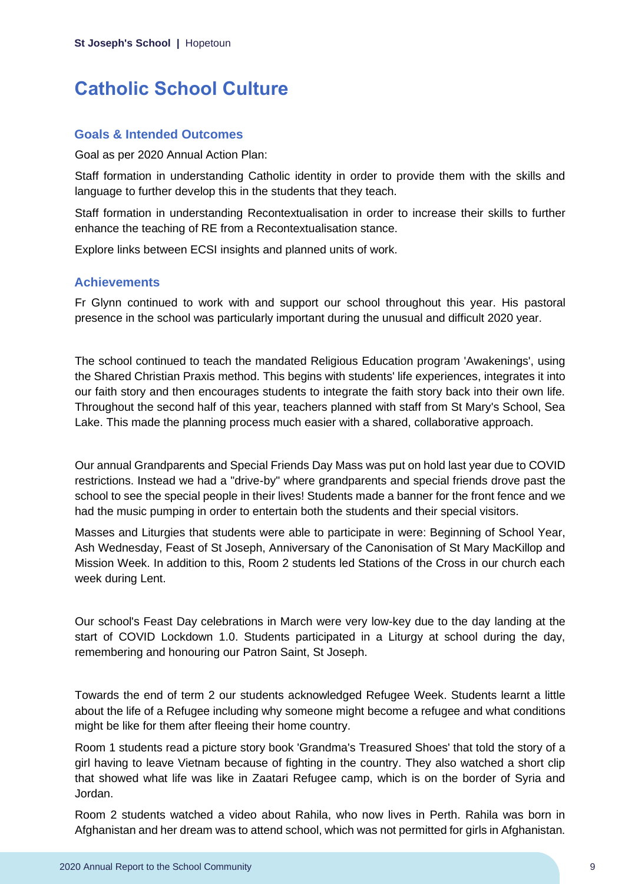# Catholic School Culture

## Goals & Intended Outcomes

Goal as per 2020 Annual Action Plan:

Staff formation in understanding Catholic identity in order to provide them with the skills and language to further develop this in the students that they teach.

Staff formation in understanding Recontextualisation in order to increase their skills to further enhance the teaching of RE from a Recontextualisation stance.

Explore links between ECSI insights and planned units of work.

## Achievements

Fr Glynn continued to work with and support our school throughout this year. His pastoral presence in the school was particularly important during the unusual and difficult 2020 year.

The school continued to teach the mandated Religious Education program 'Awakenings', using the Shared Christian Praxis method. This begins with students' life experiences, integrates it into our faith story and then encourages students to integrate the faith story back into their own life. Throughout the second half of this year, teachers planned with staff from St Mary's School, Sea Lake. This made the planning process much easier with a shared, collaborative approach.

Our annual Grandparents and Special Friends Day Mass was put on hold last year due to COVID restrictions. Instead we had a "drive-by" where grandparents and special friends drove past the school to see the special people in their lives! Students made a banner for the front fence and we had the music pumping in order to entertain both the students and their special visitors.

Masses and Liturgies that students were able to participate in were: Beginning of School Year, Ash Wednesday, Feast of St Joseph, Anniversary of the Canonisation of St Mary MacKillop and Mission Week. In addition to this, Room 2 students led Stations of the Cross in our church each week during Lent.

Our school's Feast Day celebrations in March were very low-key due to the day landing at the start of COVID Lockdown 1.0. Students participated in a Liturgy at school during the day, remembering and honouring our Patron Saint, St Joseph.

Towards the end of term 2 our students acknowledged Refugee Week. Students learnt a little about the life of a Refugee including why someone might become a refugee and what conditions might be like for them after fleeing their home country.

Room 1 students read a picture story book 'Grandma's Treasured Shoes' that told the story of a girl having to leave Vietnam because of fighting in the country. They also watched a short clip that showed what life was like in Zaatari Refugee camp, which is on the border of Syria and Jordan.

Room 2 students watched a video about Rahila, who now lives in Perth. Rahila was born in Afghanistan and her dream was to attend school, which was not permitted for girls in Afghanistan.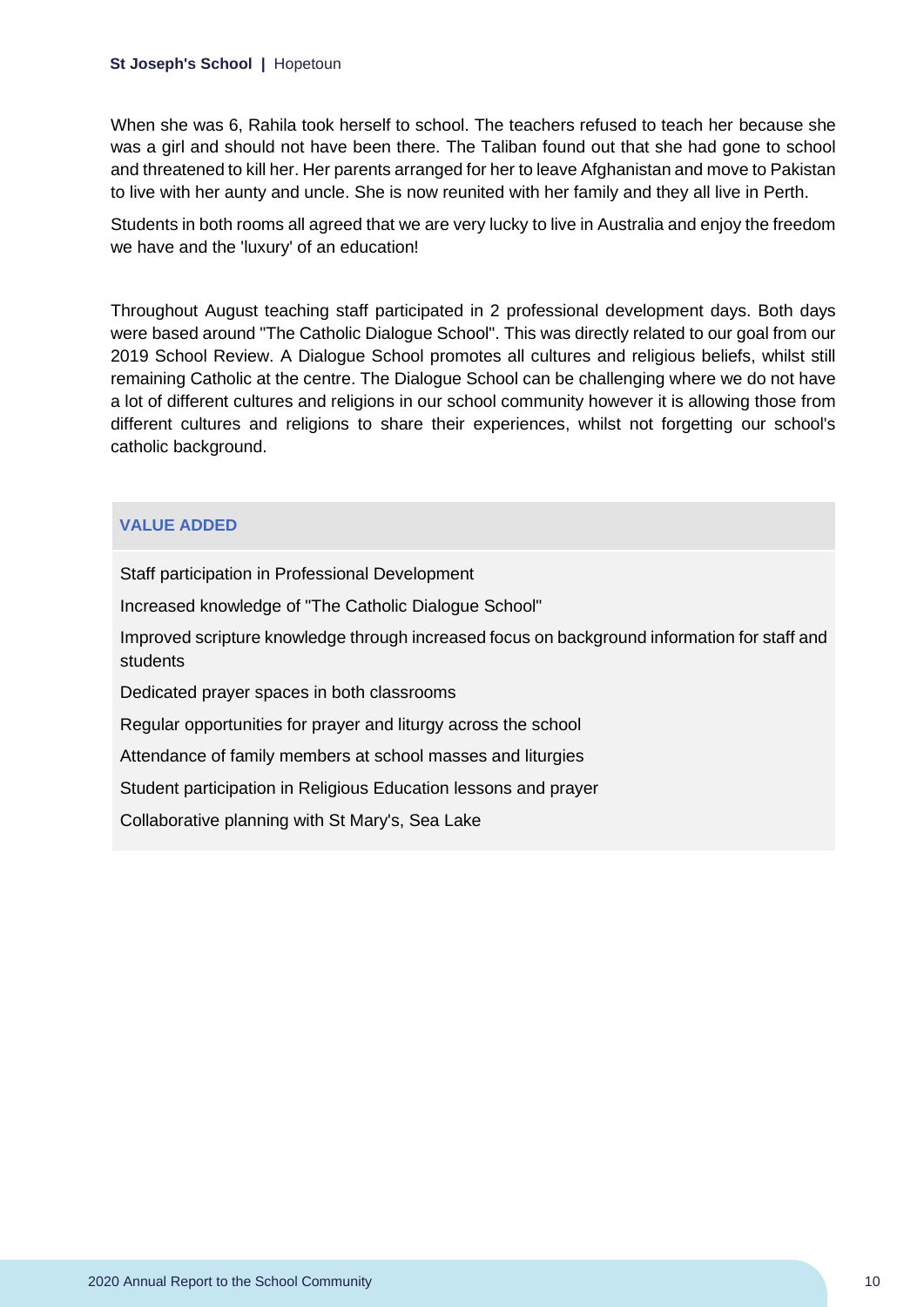When she was 6, Rahila took herself to school. The teachers refused to teach her because she was a girl and should not have been there. The Taliban found out that she had gone to school and threatened to kill her. Her parents arranged for her to leave Afghanistan and move to Pakistan to live with her aunty and uncle. She is now reunited with her family and they all live in Perth.

Students in both rooms all agreed that we are very lucky to live in Australia and enjoy the freedom we have and the 'luxury' of an education!

Throughout August teaching staff participated in 2 professional development days. Both days were based around "The Catholic Dialogue School". This was directly related to our goal from our 2019 School Review. A Dialogue School promotes all cultures and religious beliefs, whilst still remaining Catholic at the centre. The Dialogue School can be challenging where we do not have a lot of different cultures and religions in our school community however it is allowing those from different cultures and religions to share their experiences, whilst not forgetting our school's catholic background.

### VALUE ADDED

Staff participation in Professional Development

Increased knowledge of "The Catholic Dialogue School"

Improved scripture knowledge through increased focus on background information for staff and students

Dedicated prayer spaces in both classrooms

Regular opportunities for prayer and liturgy across the school

Attendance of family members at school masses and liturgies

Student participation in Religious Education lessons and prayer

Collaborative planning with St Mary's, Sea Lake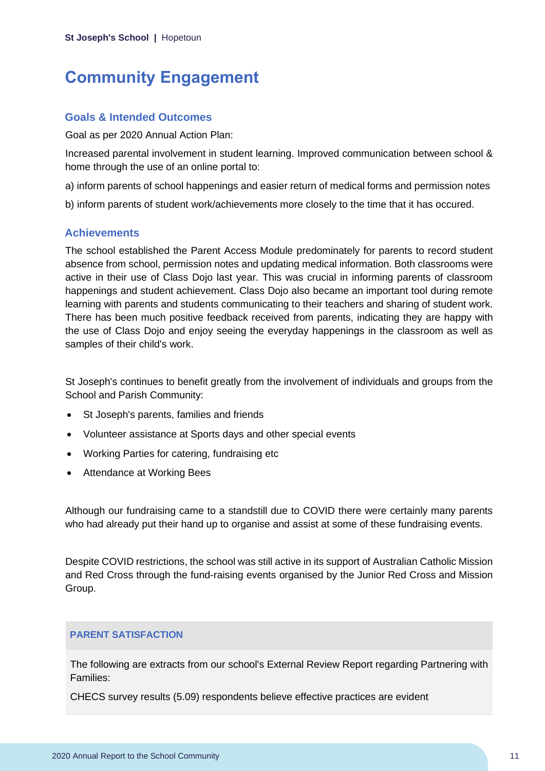# Community Engagement

## Goals & Intended Outcomes

Goal as per 2020 Annual Action Plan:

Increased parental involvement in student learning. Improved communication between school & home through the use of an online portal to:

a) inform parents of school happenings and easier return of medical forms and permission notes

b) inform parents of student work/achievements more closely to the time that it has occured.

## Achievements

The school established the Parent Access Module predominately for parents to record student absence from school, permission notes and updating medical information. Both classrooms were active in their use of Class Dojo last year. This was crucial in informing parents of classroom happenings and student achievement. Class Dojo also became an important tool during remote learning with parents and students communicating to their teachers and sharing of student work. There has been much positive feedback received from parents, indicating they are happy with the use of Class Dojo and enjoy seeing the everyday happenings in the classroom as well as samples of their child's work.

St Joseph's continues to benefit greatly from the involvement of individuals and groups from the School and Parish Community:

- St Joseph's parents, families and friends
- Volunteer assistance at Sports days and other special events
- Working Parties for catering, fundraising etc
- Attendance at Working Bees

Although our fundraising came to a standstill due to COVID there were certainly many parents who had already put their hand up to organise and assist at some of these fundraising events.

Despite COVID restrictions, the school was still active in its support of Australian Catholic Mission and Red Cross through the fund-raising events organised by the Junior Red Cross and Mission Group.

### PARENT SATISFACTION

The following are extracts from our school's External Review Report regarding Partnering with Families:

CHECS survey results (5.09) respondents believe effective practices are evident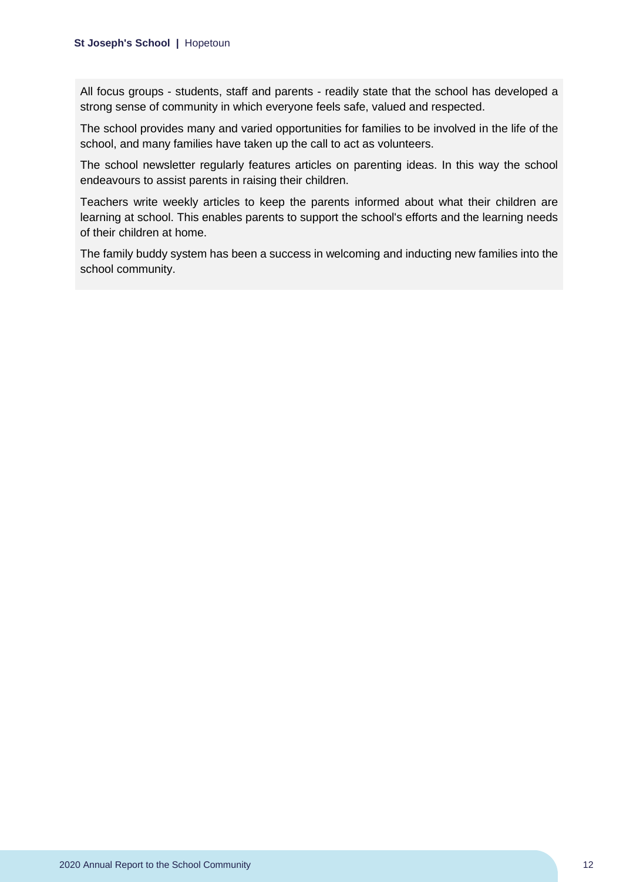All focus groups - students, staff and parents - readily state that the school has developed a strong sense of community in which everyone feels safe, valued and respected.

The school provides many and varied opportunities for families to be involved in the life of the school, and many families have taken up the call to act as volunteers.

The school newsletter regularly features articles on parenting ideas. In this way the school endeavours to assist parents in raising their children.

Teachers write weekly articles to keep the parents informed about what their children are learning at school. This enables parents to support the school's efforts and the learning needs of their children at home.

The family buddy system has been a success in welcoming and inducting new families into the school community.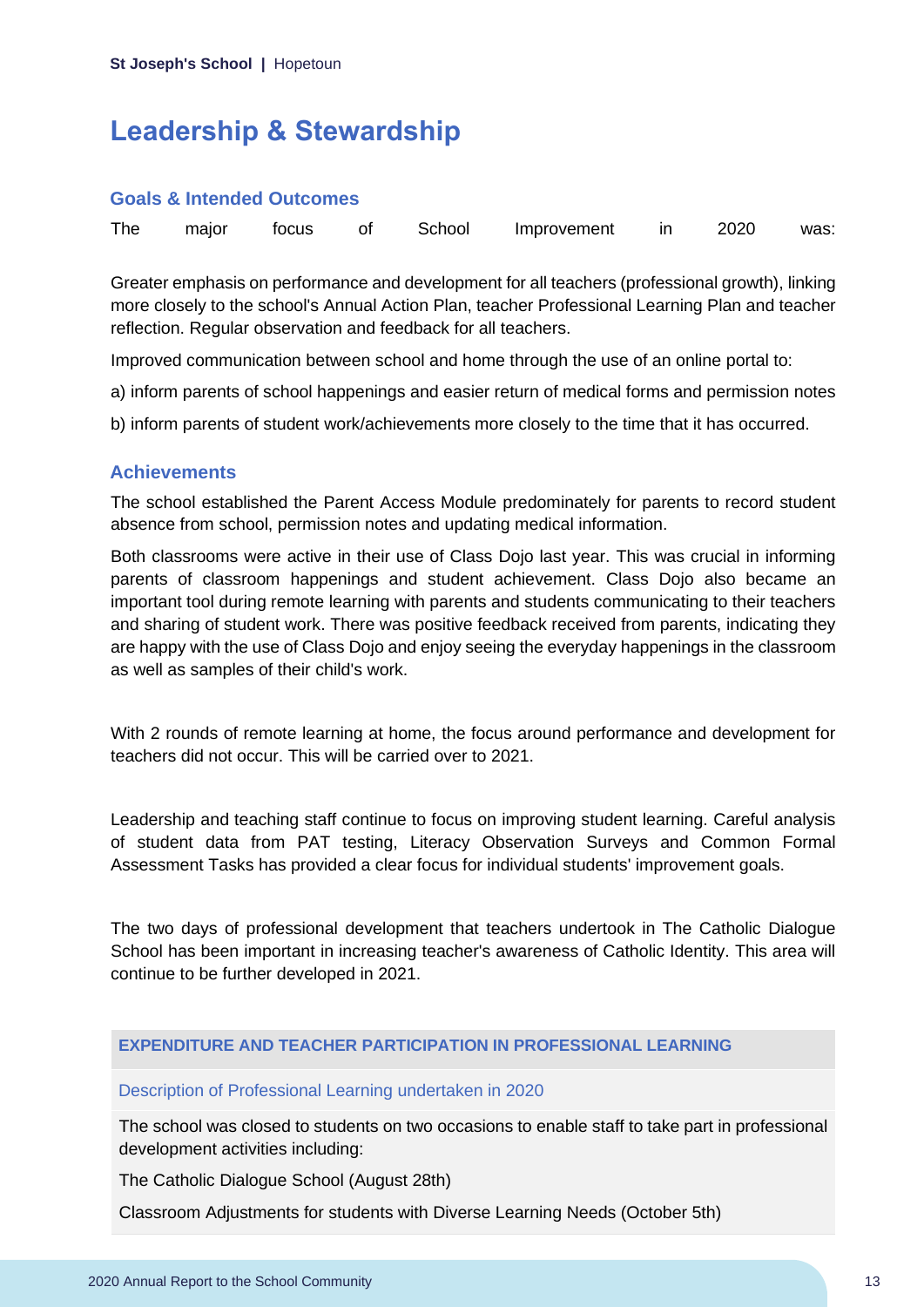# Leadership & Stewardship

## Goals & Intended Outcomes

The major focus of School Improvement in 2020 was:

Greater emphasis on performance and development for all teachers (professional growth), linking more closely to the school's Annual Action Plan, teacher Professional Learning Plan and teacher reflection. Regular observation and feedback for all teachers.

Improved communication between school and home through the use of an online portal to:

a) inform parents of school happenings and easier return of medical forms and permission notes

b) inform parents of student work/achievements more closely to the time that it has occurred.

## Achievements

The school established the Parent Access Module predominately for parents to record student absence from school, permission notes and updating medical information.

Both classrooms were active in their use of Class Dojo last year. This was crucial in informing parents of classroom happenings and student achievement. Class Dojo also became an important tool during remote learning with parents and students communicating to their teachers and sharing of student work. There was positive feedback received from parents, indicating they are happy with the use of Class Dojo and enjoy seeing the everyday happenings in the classroom as well as samples of their child's work.

With 2 rounds of remote learning at home, the focus around performance and development for teachers did not occur. This will be carried over to 2021.

Leadership and teaching staff continue to focus on improving student learning. Careful analysis of student data from PAT testing, Literacy Observation Surveys and Common Formal Assessment Tasks has provided a clear focus for individual students' improvement goals.

The two days of professional development that teachers undertook in The Catholic Dialogue School has been important in increasing teacher's awareness of Catholic Identity. This area will continue to be further developed in 2021.

| EXPENDITURE AND TEACHER PARTICIPATION IN PROFESSIONAL LEARNING |
| --- |
| Description of Professional Learning undertaken in 2020 |
| The school was closed to students on two occasions to enable staff to take part in professional development activities including:<br>The Catholic Dialogue School (August 28th)<br>Classroom Adjustments for students with Diverse Learning Needs (October 5th) |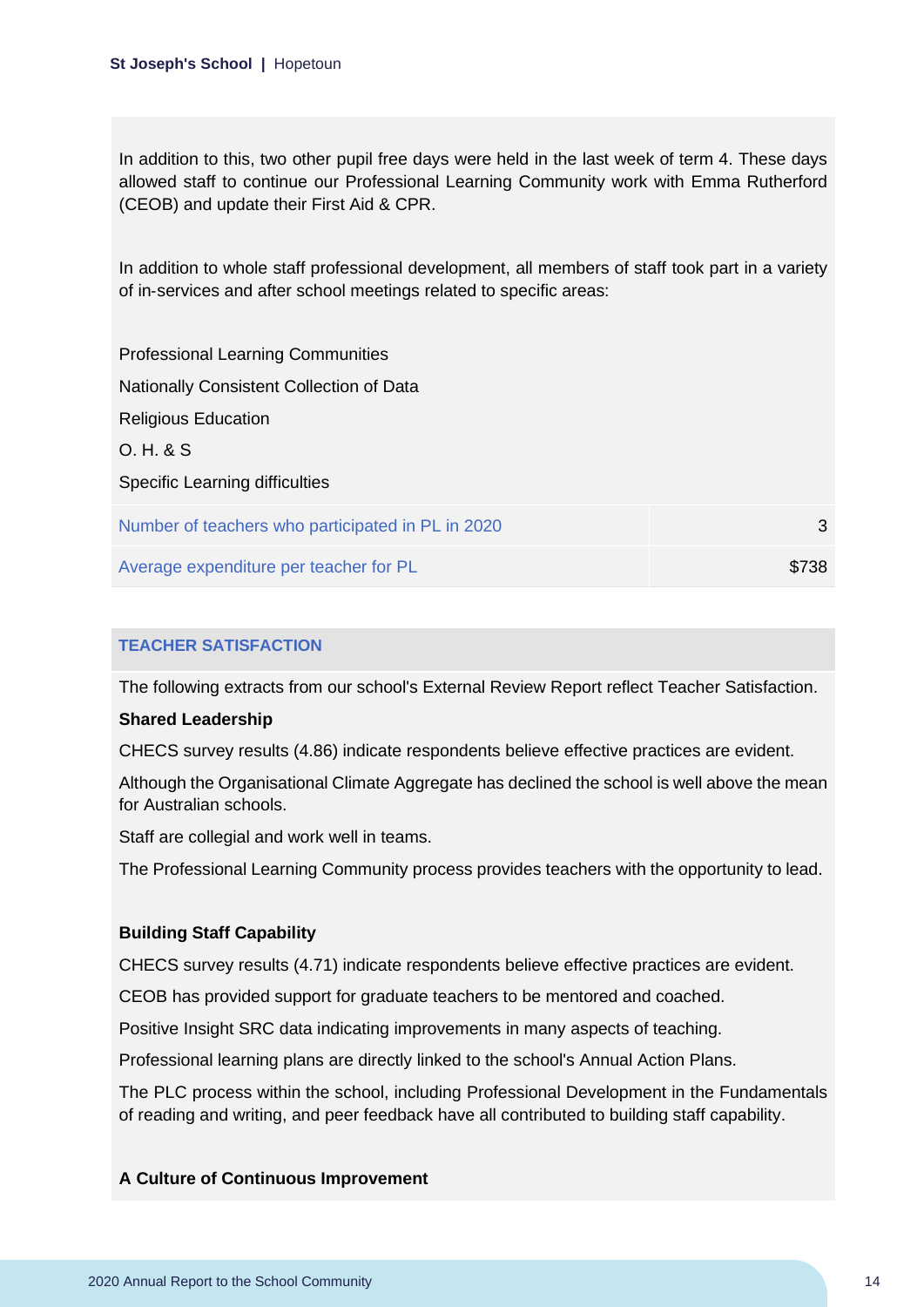In addition to this, two other pupil free days were held in the last week of term 4. These days allowed staff to continue our Professional Learning Community work with Emma Rutherford (CEOB) and update their First Aid & CPR.

In addition to whole staff professional development, all members of staff took part in a variety of in-services and after school meetings related to specific areas:

Professional Learning Communities

Nationally Consistent Collection of Data

Religious Education

O. H. & S

Specific Learning difficulties

| | |
|---|---|
| Number of teachers who participated in PL in 2020 | 3 |
| Average expenditure per teacher for PL | $738 |

## TEACHER SATISFACTION

The following extracts from our school's External Review Report reflect Teacher Satisfaction.

**Shared Leadership**

CHECS survey results (4.86) indicate respondents believe effective practices are evident.

Although the Organisational Climate Aggregate has declined the school is well above the mean for Australian schools.

Staff are collegial and work well in teams.

The Professional Learning Community process provides teachers with the opportunity to lead.

**Building Staff Capability**

CHECS survey results (4.71) indicate respondents believe effective practices are evident.

CEOB has provided support for graduate teachers to be mentored and coached.

Positive Insight SRC data indicating improvements in many aspects of teaching.

Professional learning plans are directly linked to the school's Annual Action Plans.

The PLC process within the school, including Professional Development in the Fundamentals of reading and writing, and peer feedback have all contributed to building staff capability.

**A Culture of Continuous Improvement**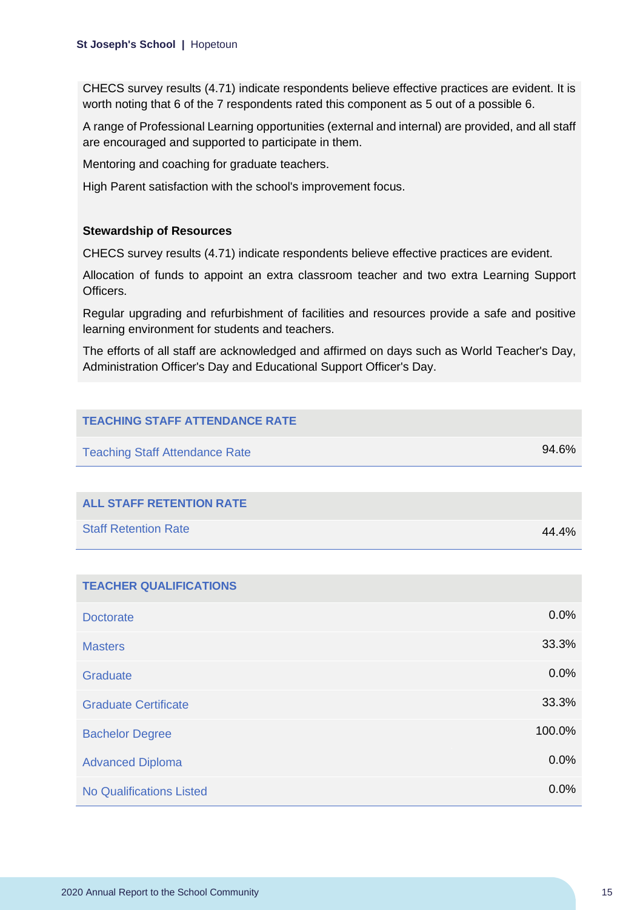CHECS survey results (4.71) indicate respondents believe effective practices are evident. It is worth noting that 6 of the 7 respondents rated this component as 5 out of a possible 6.

A range of Professional Learning opportunities (external and internal) are provided, and all staff are encouraged and supported to participate in them.

Mentoring and coaching for graduate teachers.

High Parent satisfaction with the school's improvement focus.

**Stewardship of Resources**

CHECS survey results (4.71) indicate respondents believe effective practices are evident.

Allocation of funds to appoint an extra classroom teacher and two extra Learning Support Officers.

Regular upgrading and refurbishment of facilities and resources provide a safe and positive learning environment for students and teachers.

The efforts of all staff are acknowledged and affirmed on days such as World Teacher's Day, Administration Officer's Day and Educational Support Officer's Day.

| TEACHING STAFF ATTENDANCE RATE | |
|---|---|
| Teaching Staff Attendance Rate | 94.6% |

| ALL STAFF RETENTION RATE | |
|---|---|
| Staff Retention Rate | 44.4% |

| TEACHER QUALIFICATIONS | |
|---|---|
| Doctorate | 0.0% |
| Masters | 33.3% |
| Graduate | 0.0% |
| Graduate Certificate | 33.3% |
| Bachelor Degree | 100.0% |
| Advanced Diploma | 0.0% |
| No Qualifications Listed | 0.0% |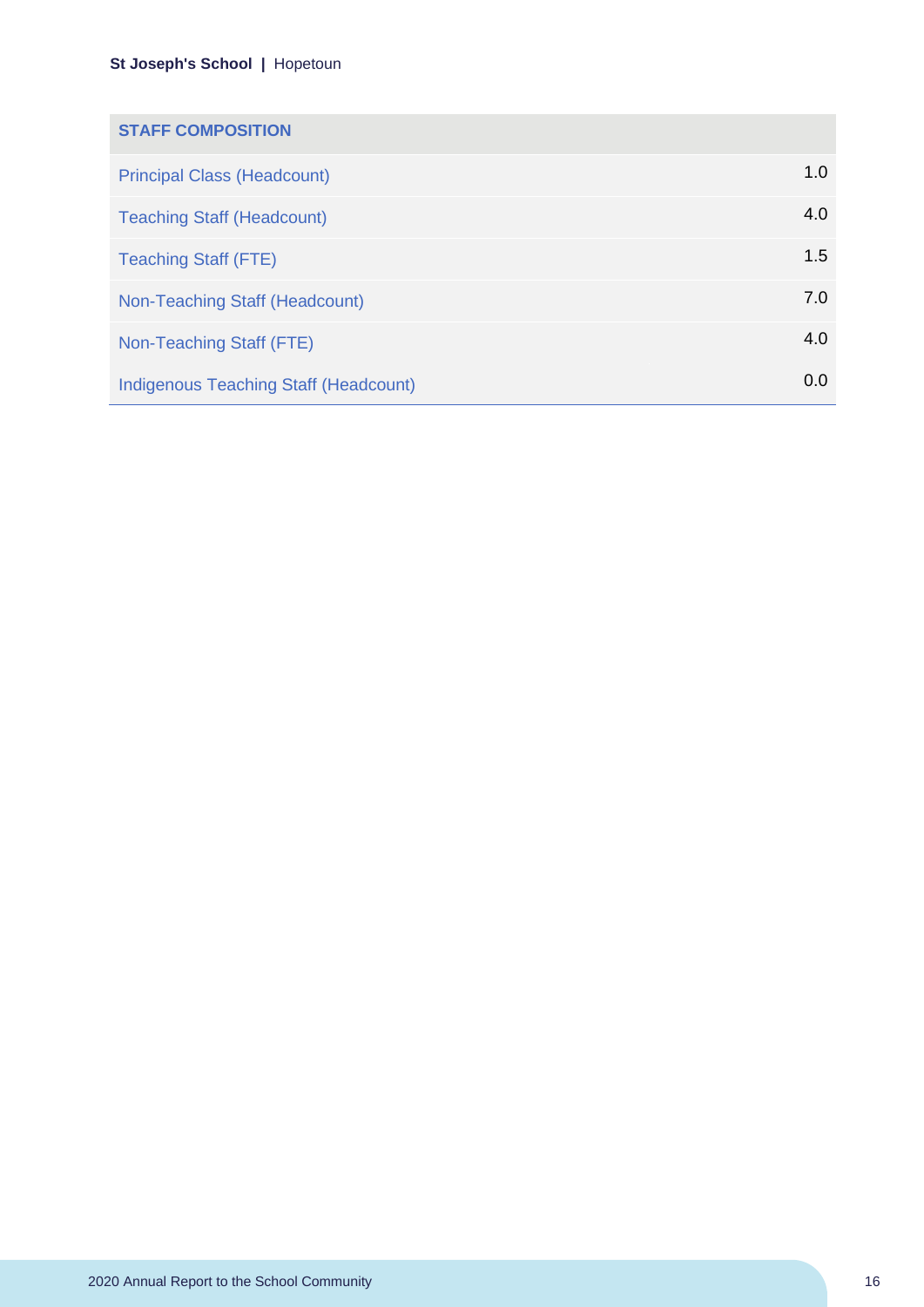| STAFF COMPOSITION | |
|---|---|
| Principal Class (Headcount) | 1.0 |
| Teaching Staff (Headcount) | 4.0 |
| Teaching Staff (FTE) | 1.5 |
| Non-Teaching Staff (Headcount) | 7.0 |
| Non-Teaching Staff (FTE) | 4.0 |
| Indigenous Teaching Staff (Headcount) | 0.0 |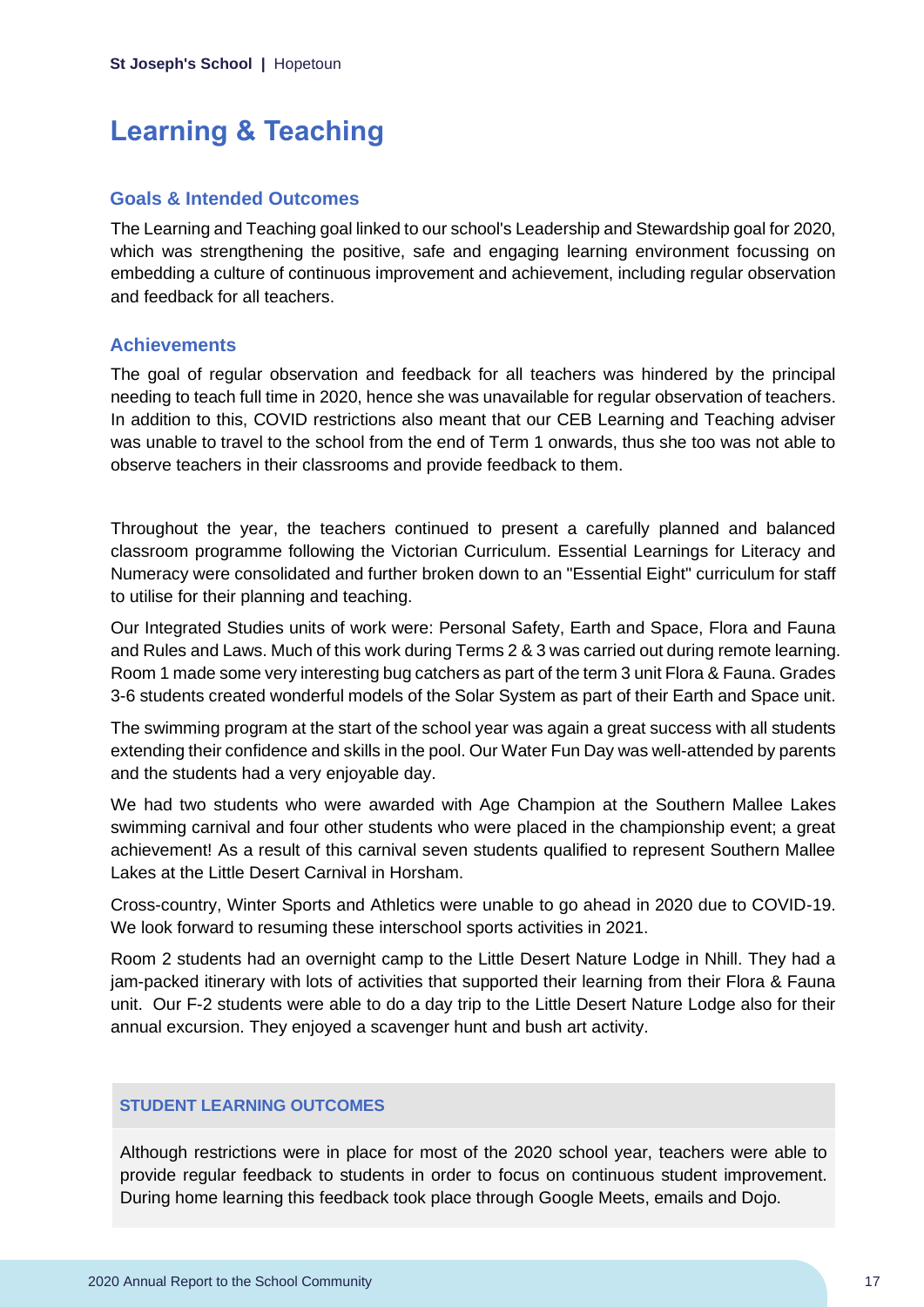# Learning & Teaching

## Goals & Intended Outcomes

The Learning and Teaching goal linked to our school's Leadership and Stewardship goal for 2020, which was strengthening the positive, safe and engaging learning environment focussing on embedding a culture of continuous improvement and achievement, including regular observation and feedback for all teachers.

## Achievements

The goal of regular observation and feedback for all teachers was hindered by the principal needing to teach full time in 2020, hence she was unavailable for regular observation of teachers. In addition to this, COVID restrictions also meant that our CEB Learning and Teaching adviser was unable to travel to the school from the end of Term 1 onwards, thus she too was not able to observe teachers in their classrooms and provide feedback to them.

Throughout the year, the teachers continued to present a carefully planned and balanced classroom programme following the Victorian Curriculum. Essential Learnings for Literacy and Numeracy were consolidated and further broken down to an "Essential Eight" curriculum for staff to utilise for their planning and teaching.

Our Integrated Studies units of work were: Personal Safety, Earth and Space, Flora and Fauna and Rules and Laws. Much of this work during Terms 2 & 3 was carried out during remote learning. Room 1 made some very interesting bug catchers as part of the term 3 unit Flora & Fauna. Grades 3-6 students created wonderful models of the Solar System as part of their Earth and Space unit.

The swimming program at the start of the school year was again a great success with all students extending their confidence and skills in the pool. Our Water Fun Day was well-attended by parents and the students had a very enjoyable day.

We had two students who were awarded with Age Champion at the Southern Mallee Lakes swimming carnival and four other students who were placed in the championship event; a great achievement! As a result of this carnival seven students qualified to represent Southern Mallee Lakes at the Little Desert Carnival in Horsham.

Cross-country, Winter Sports and Athletics were unable to go ahead in 2020 due to COVID-19. We look forward to resuming these interschool sports activities in 2021.

Room 2 students had an overnight camp to the Little Desert Nature Lodge in Nhill. They had a jam-packed itinerary with lots of activities that supported their learning from their Flora & Fauna unit. Our F-2 students were able to do a day trip to the Little Desert Nature Lodge also for their annual excursion. They enjoyed a scavenger hunt and bush art activity.

### STUDENT LEARNING OUTCOMES

Although restrictions were in place for most of the 2020 school year, teachers were able to provide regular feedback to students in order to focus on continuous student improvement. During home learning this feedback took place through Google Meets, emails and Dojo.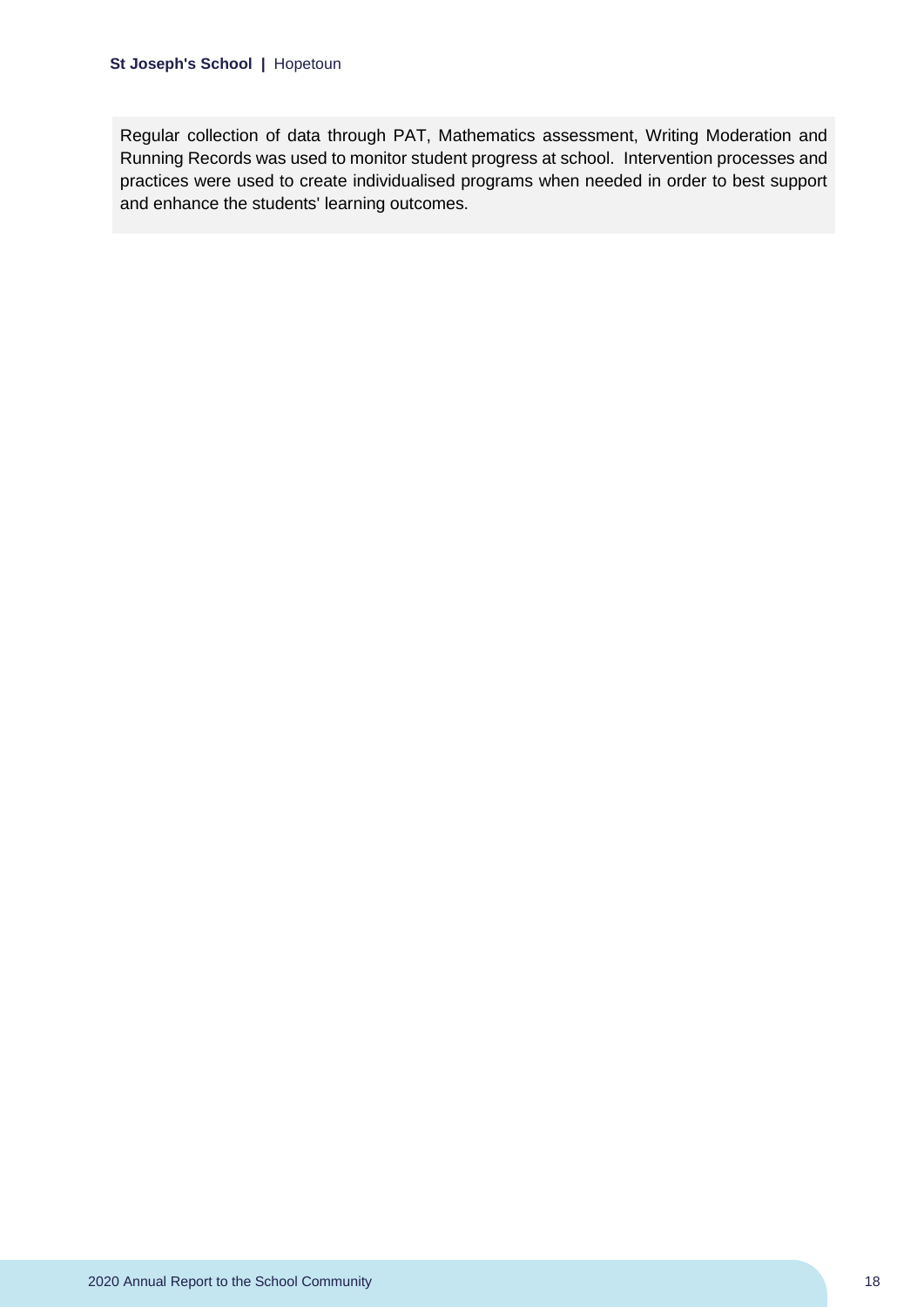Regular collection of data through PAT, Mathematics assessment, Writing Moderation and Running Records was used to monitor student progress at school. Intervention processes and practices were used to create individualised programs when needed in order to best support and enhance the students' learning outcomes.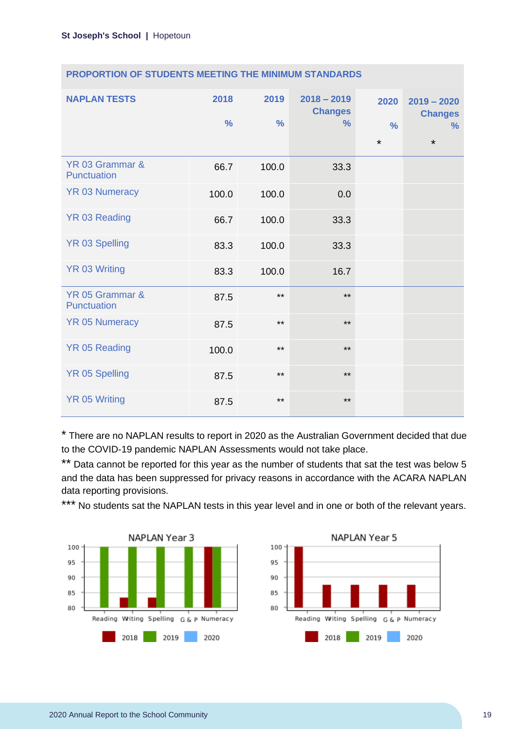| PROPORTION OF STUDENTS MEETING THE MINIMUM STANDARDS | | | | | |
|---|---|---|---|---|---|
| NAPLAN TESTS | 2018 % | 2019 % | 2018 – 2019 Changes % | 2020 % * | 2019 – 2020 Changes % * |
| YR 03 Grammar & Punctuation | 66.7 | 100.0 | 33.3 | | |
| YR 03 Numeracy | 100.0 | 100.0 | 0.0 | | |
| YR 03 Reading | 66.7 | 100.0 | 33.3 | | |
| YR 03 Spelling | 83.3 | 100.0 | 33.3 | | |
| YR 03 Writing | 83.3 | 100.0 | 16.7 | | |
| YR 05 Grammar & Punctuation | 87.5 | ** | ** | | |
| YR 05 Numeracy | 87.5 | ** | ** | | |
| YR 05 Reading | 100.0 | ** | ** | | |
| YR 05 Spelling | 87.5 | ** | ** | | |
| YR 05 Writing | 87.5 | ** | ** | | |

\* There are no NAPLAN results to report in 2020 as the Australian Government decided that due to the COVID-19 pandemic NAPLAN Assessments would not take place.

\*\* Data cannot be reported for this year as the number of students that sat the test was below 5 and the data has been suppressed for privacy reasons in accordance with the ACARA NAPLAN data reporting provisions.

\*\*\* No students sat the NAPLAN tests in this year level and in one or both of the relevant years.

NAPLAN Year 3

NAPLAN Year 5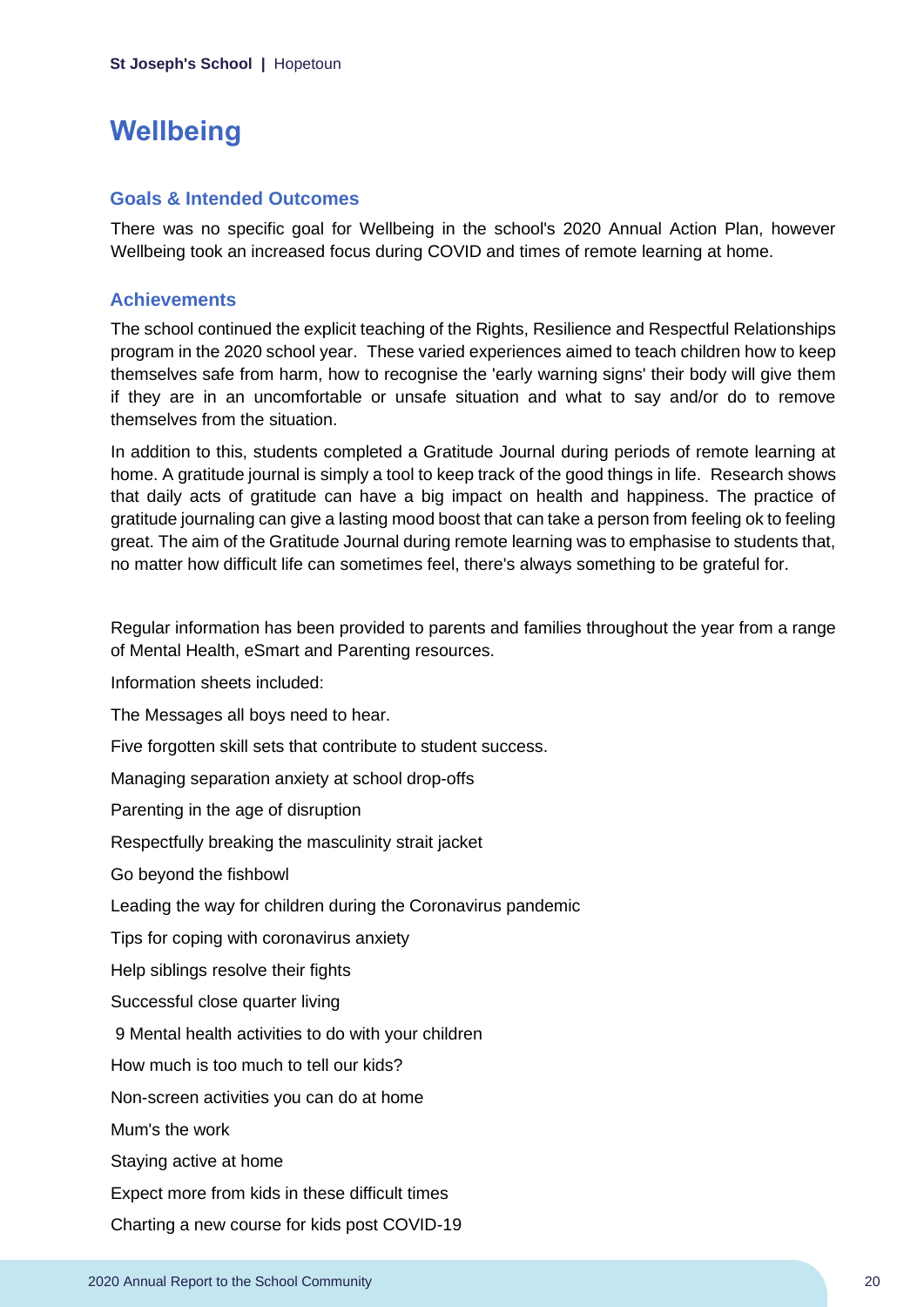# Wellbeing

## Goals & Intended Outcomes

There was no specific goal for Wellbeing in the school's 2020 Annual Action Plan, however Wellbeing took an increased focus during COVID and times of remote learning at home.

## Achievements

The school continued the explicit teaching of the Rights, Resilience and Respectful Relationships program in the 2020 school year. These varied experiences aimed to teach children how to keep themselves safe from harm, how to recognise the 'early warning signs' their body will give them if they are in an uncomfortable or unsafe situation and what to say and/or do to remove themselves from the situation.

In addition to this, students completed a Gratitude Journal during periods of remote learning at home. A gratitude journal is simply a tool to keep track of the good things in life. Research shows that daily acts of gratitude can have a big impact on health and happiness. The practice of gratitude journaling can give a lasting mood boost that can take a person from feeling ok to feeling great. The aim of the Gratitude Journal during remote learning was to emphasise to students that, no matter how difficult life can sometimes feel, there's always something to be grateful for.

Regular information has been provided to parents and families throughout the year from a range of Mental Health, eSmart and Parenting resources.

Information sheets included:

The Messages all boys need to hear.

Five forgotten skill sets that contribute to student success.

Managing separation anxiety at school drop-offs

Parenting in the age of disruption

Respectfully breaking the masculinity strait jacket

Go beyond the fishbowl

Leading the way for children during the Coronavirus pandemic

Tips for coping with coronavirus anxiety

Help siblings resolve their fights

Successful close quarter living

9 Mental health activities to do with your children

How much is too much to tell our kids?

Non-screen activities you can do at home

Mum's the work

Staying active at home

Expect more from kids in these difficult times

Charting a new course for kids post COVID-19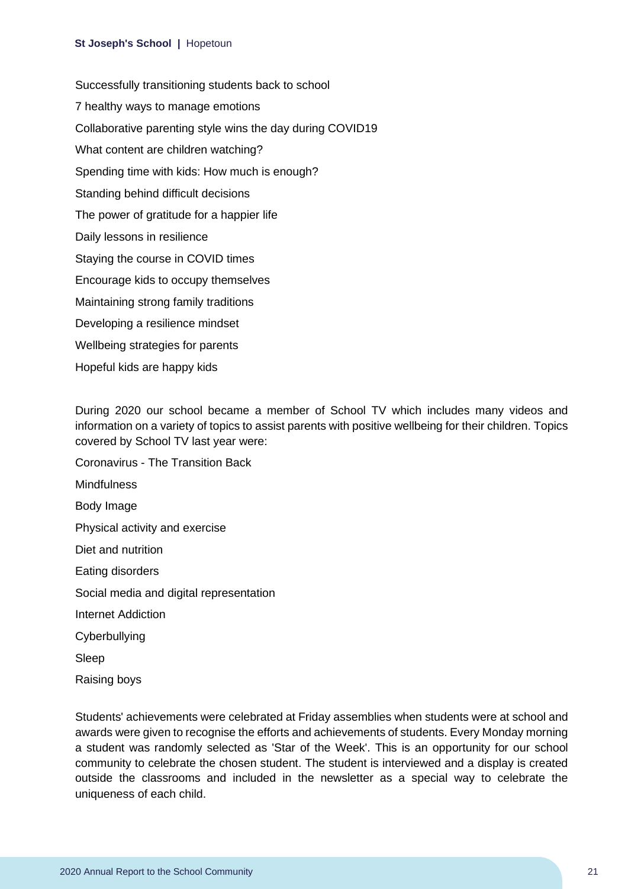Successfully transitioning students back to school

7 healthy ways to manage emotions

Collaborative parenting style wins the day during COVID19

What content are children watching?

Spending time with kids: How much is enough?

Standing behind difficult decisions

The power of gratitude for a happier life

Daily lessons in resilience

Staying the course in COVID times

Encourage kids to occupy themselves

Maintaining strong family traditions

Developing a resilience mindset

Wellbeing strategies for parents

Hopeful kids are happy kids

During 2020 our school became a member of School TV which includes many videos and information on a variety of topics to assist parents with positive wellbeing for their children. Topics covered by School TV last year were:

Coronavirus - The Transition Back

Mindfulness

Body Image

Physical activity and exercise

Diet and nutrition

Eating disorders

Social media and digital representation

Internet Addiction

Cyberbullying

Sleep

Raising boys

Students' achievements were celebrated at Friday assemblies when students were at school and awards were given to recognise the efforts and achievements of students. Every Monday morning a student was randomly selected as 'Star of the Week'. This is an opportunity for our school community to celebrate the chosen student. The student is interviewed and a display is created outside the classrooms and included in the newsletter as a special way to celebrate the uniqueness of each child.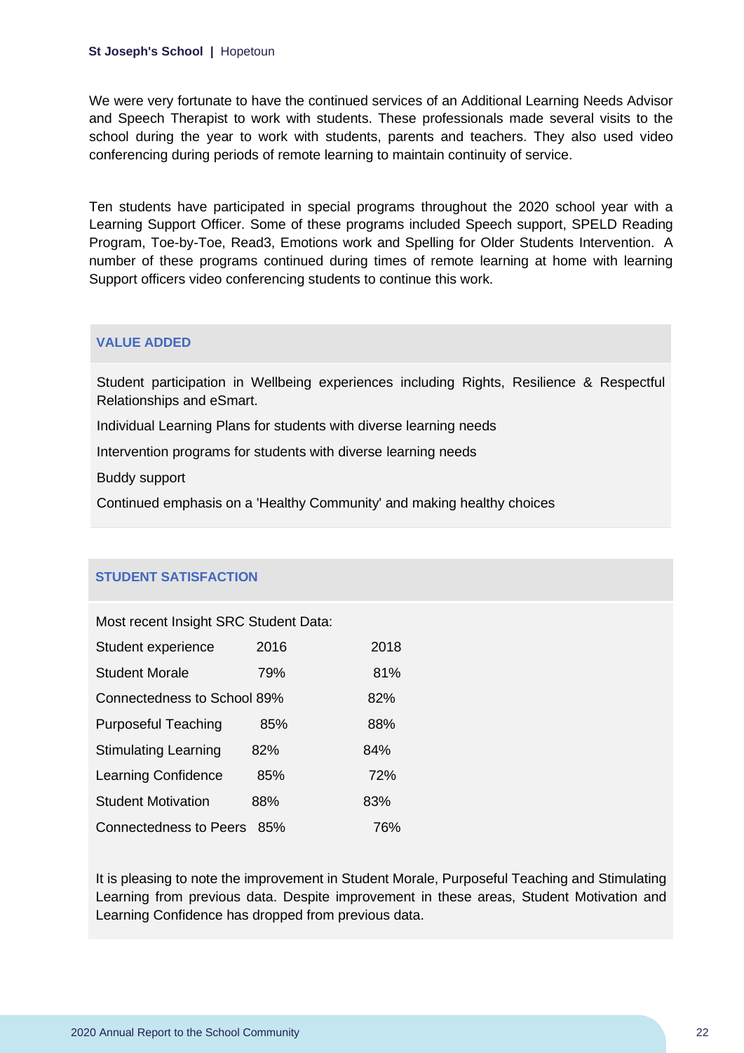We were very fortunate to have the continued services of an Additional Learning Needs Advisor and Speech Therapist to work with students. These professionals made several visits to the school during the year to work with students, parents and teachers. They also used video conferencing during periods of remote learning to maintain continuity of service.

Ten students have participated in special programs throughout the 2020 school year with a Learning Support Officer. Some of these programs included Speech support, SPELD Reading Program, Toe-by-Toe, Read3, Emotions work and Spelling for Older Students Intervention. A number of these programs continued during times of remote learning at home with learning Support officers video conferencing students to continue this work.

## VALUE ADDED

Student participation in Wellbeing experiences including Rights, Resilience & Respectful Relationships and eSmart.

Individual Learning Plans for students with diverse learning needs

Intervention programs for students with diverse learning needs

Buddy support

Continued emphasis on a 'Healthy Community' and making healthy choices

## STUDENT SATISFACTION

Most recent Insight SRC Student Data:

| Student experience | 2016 | 2018 |
|---|---|---|
| Student Morale | 79% | 81% |
| Connectedness to School | 89% | 82% |
| Purposeful Teaching | 85% | 88% |
| Stimulating Learning | 82% | 84% |
| Learning Confidence | 85% | 72% |
| Student Motivation | 88% | 83% |
| Connectedness to Peers | 85% | 76% |

It is pleasing to note the improvement in Student Morale, Purposeful Teaching and Stimulating Learning from previous data. Despite improvement in these areas, Student Motivation and Learning Confidence has dropped from previous data.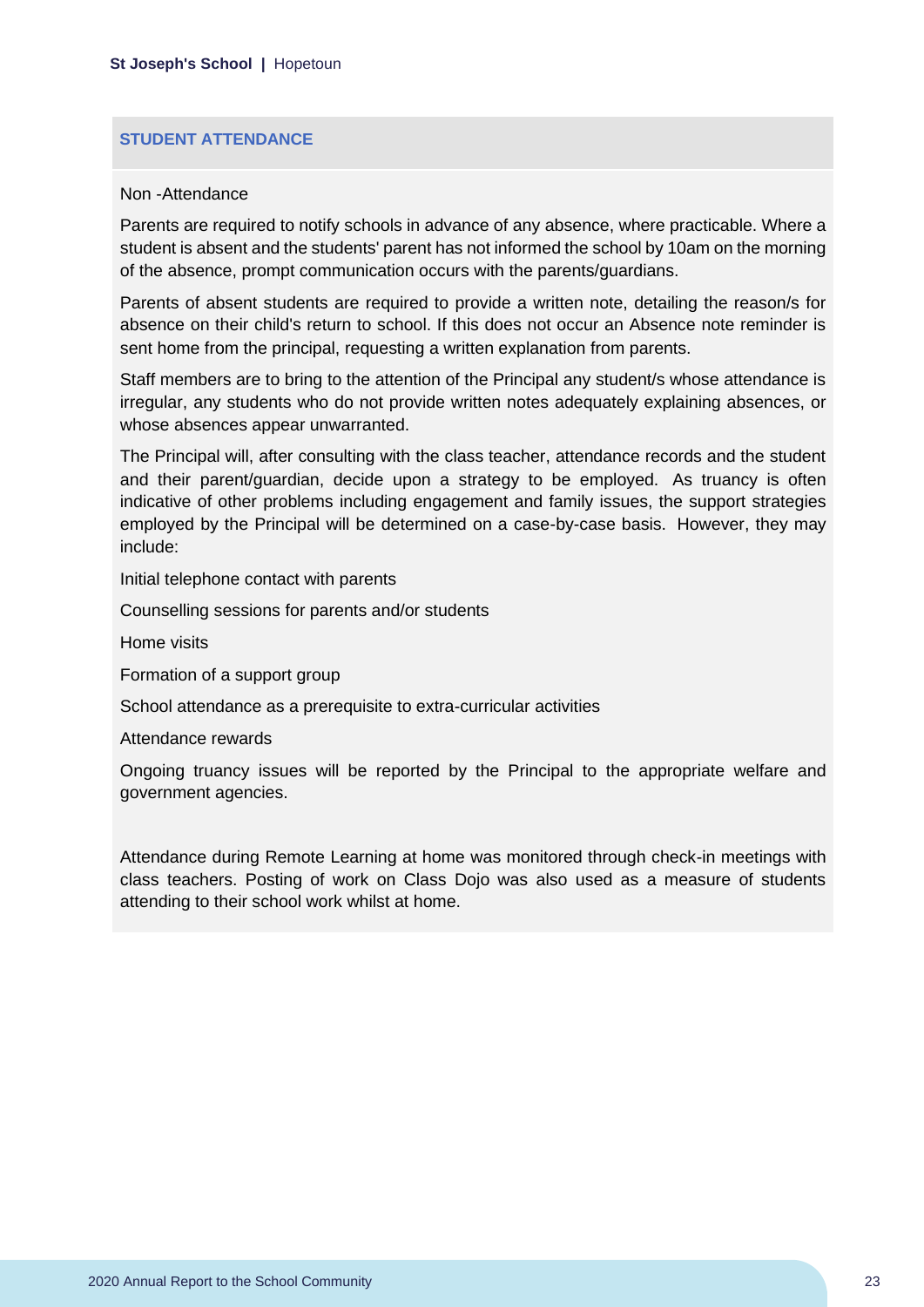## STUDENT ATTENDANCE

Non -Attendance

Parents are required to notify schools in advance of any absence, where practicable. Where a student is absent and the students' parent has not informed the school by 10am on the morning of the absence, prompt communication occurs with the parents/guardians.

Parents of absent students are required to provide a written note, detailing the reason/s for absence on their child's return to school. If this does not occur an Absence note reminder is sent home from the principal, requesting a written explanation from parents.

Staff members are to bring to the attention of the Principal any student/s whose attendance is irregular, any students who do not provide written notes adequately explaining absences, or whose absences appear unwarranted.

The Principal will, after consulting with the class teacher, attendance records and the student and their parent/guardian, decide upon a strategy to be employed. As truancy is often indicative of other problems including engagement and family issues, the support strategies employed by the Principal will be determined on a case-by-case basis. However, they may include:

Initial telephone contact with parents

Counselling sessions for parents and/or students

Home visits

Formation of a support group

School attendance as a prerequisite to extra-curricular activities

Attendance rewards

Ongoing truancy issues will be reported by the Principal to the appropriate welfare and government agencies.

Attendance during Remote Learning at home was monitored through check-in meetings with class teachers. Posting of work on Class Dojo was also used as a measure of students attending to their school work whilst at home.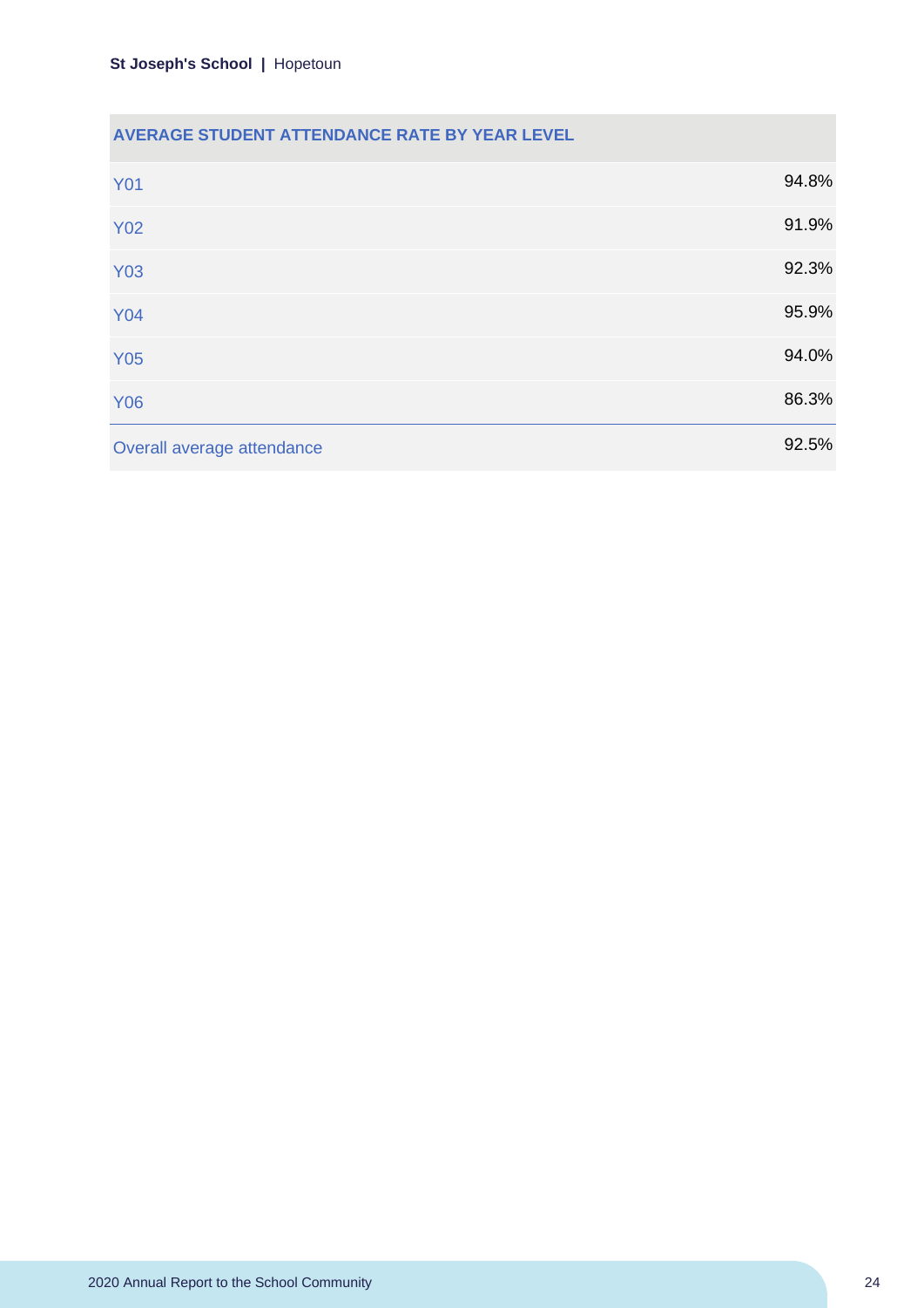| AVERAGE STUDENT ATTENDANCE RATE BY YEAR LEVEL | |
|---|---|
| Y01 | 94.8% |
| Y02 | 91.9% |
| Y03 | 92.3% |
| Y04 | 95.9% |
| Y05 | 94.0% |
| Y06 | 86.3% |
| Overall average attendance | 92.5% |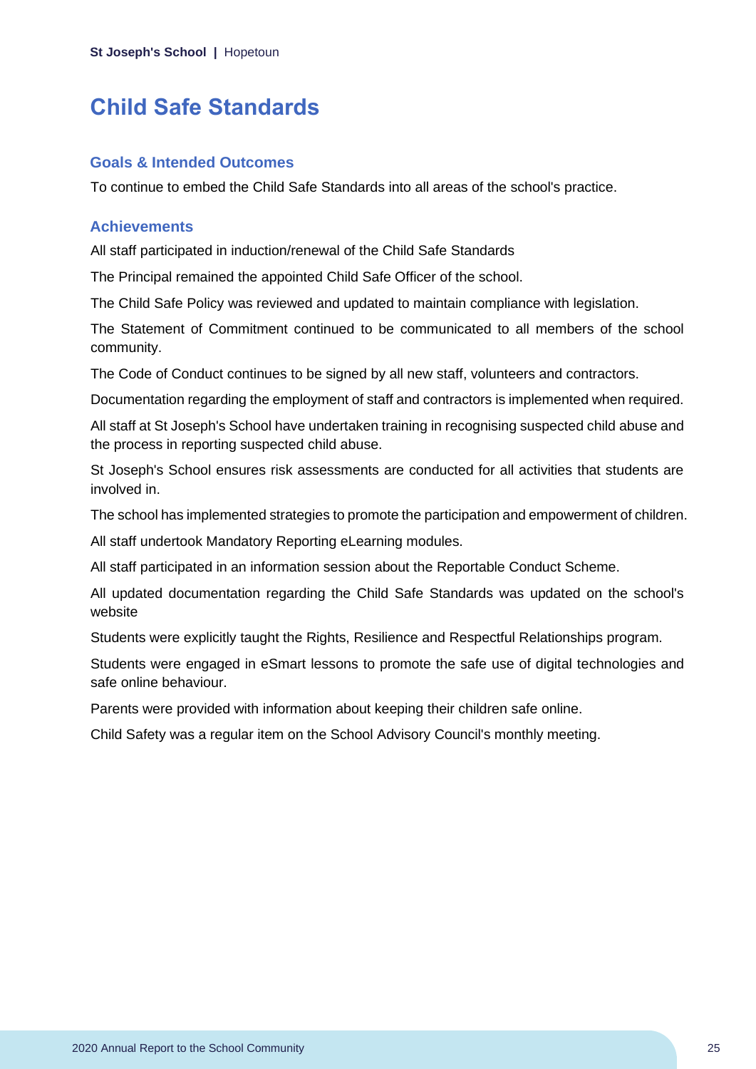# Child Safe Standards

## Goals & Intended Outcomes

To continue to embed the Child Safe Standards into all areas of the school's practice.

## Achievements

All staff participated in induction/renewal of the Child Safe Standards

The Principal remained the appointed Child Safe Officer of the school.

The Child Safe Policy was reviewed and updated to maintain compliance with legislation.

The Statement of Commitment continued to be communicated to all members of the school community.

The Code of Conduct continues to be signed by all new staff, volunteers and contractors.

Documentation regarding the employment of staff and contractors is implemented when required.

All staff at St Joseph's School have undertaken training in recognising suspected child abuse and the process in reporting suspected child abuse.

St Joseph's School ensures risk assessments are conducted for all activities that students are involved in.

The school has implemented strategies to promote the participation and empowerment of children.

All staff undertook Mandatory Reporting eLearning modules.

All staff participated in an information session about the Reportable Conduct Scheme.

All updated documentation regarding the Child Safe Standards was updated on the school's website

Students were explicitly taught the Rights, Resilience and Respectful Relationships program.

Students were engaged in eSmart lessons to promote the safe use of digital technologies and safe online behaviour.

Parents were provided with information about keeping their children safe online.

Child Safety was a regular item on the School Advisory Council's monthly meeting.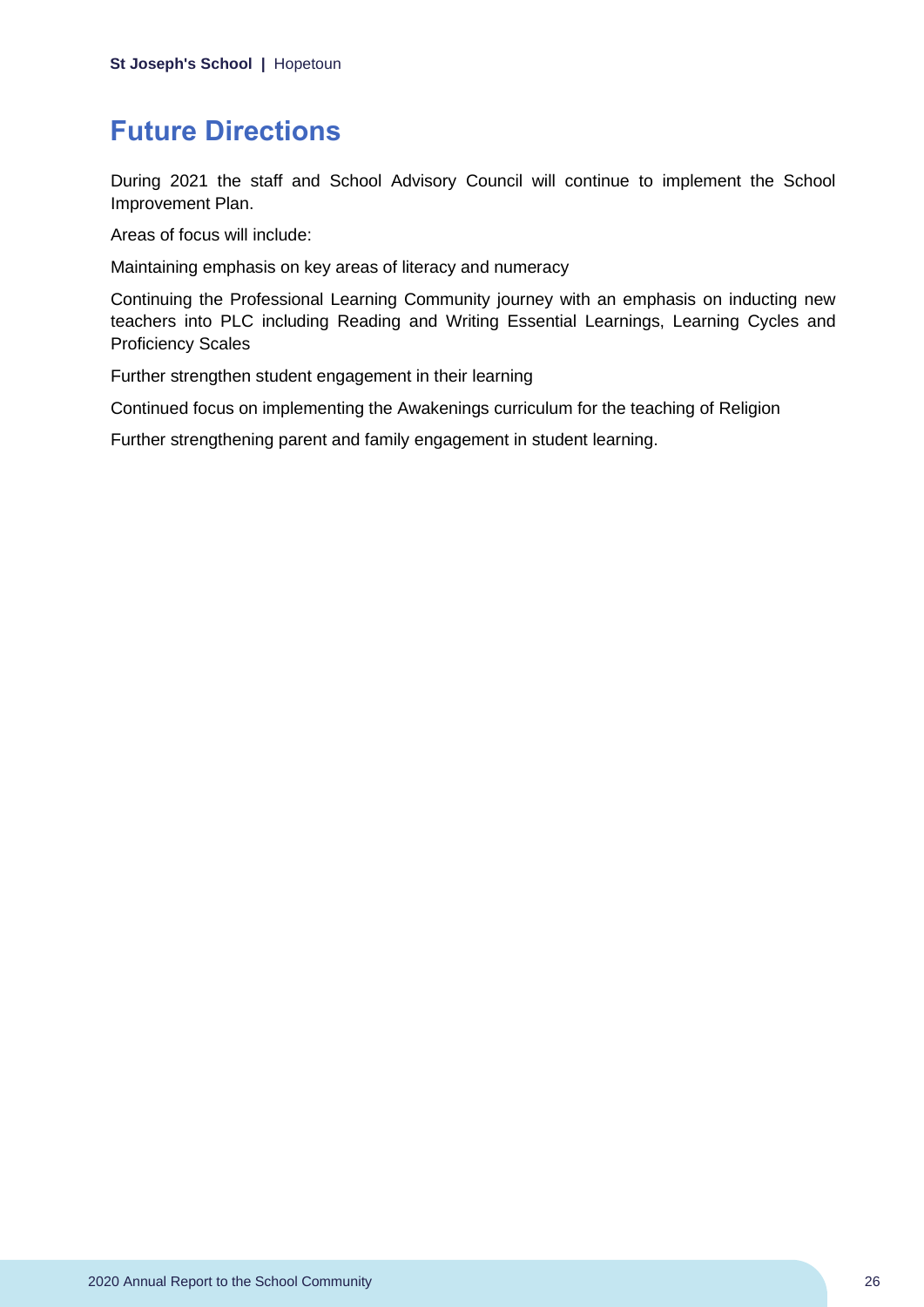# Future Directions

During 2021 the staff and School Advisory Council will continue to implement the School Improvement Plan.

Areas of focus will include:

Maintaining emphasis on key areas of literacy and numeracy

Continuing the Professional Learning Community journey with an emphasis on inducting new teachers into PLC including Reading and Writing Essential Learnings, Learning Cycles and Proficiency Scales

Further strengthen student engagement in their learning

Continued focus on implementing the Awakenings curriculum for the teaching of Religion

Further strengthening parent and family engagement in student learning.